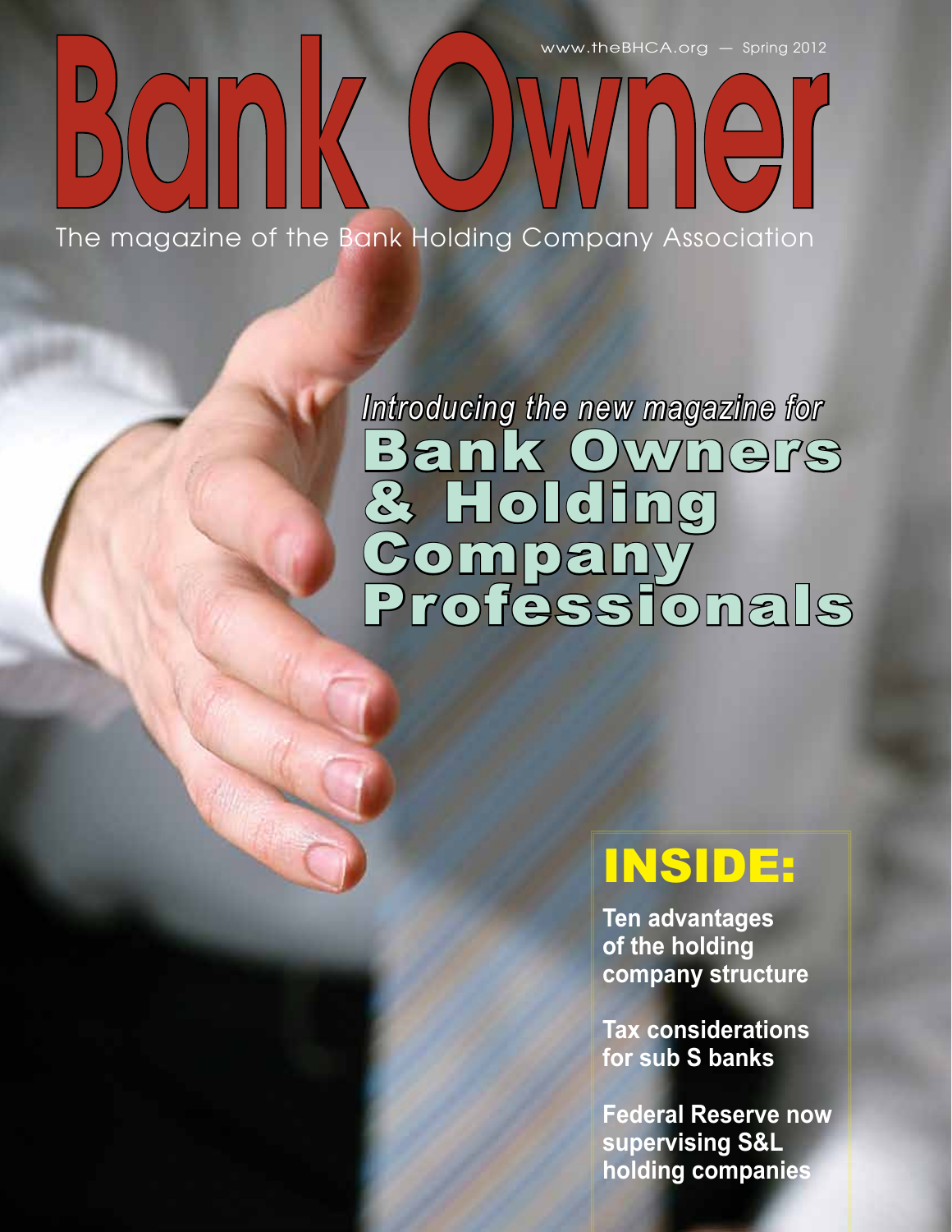www.theBHCA.org — Spring 2012

# Bank Owner

The magazine of the Bank Holding Company Association

*Introducing the new magazine for*

## Bank Owners & Holding Company Professionals

## INSIDE:

**Ten advantages of the holding company structure**

**Tax considerations for sub S banks**

**Federal Reserve now supervising S&L holding companies**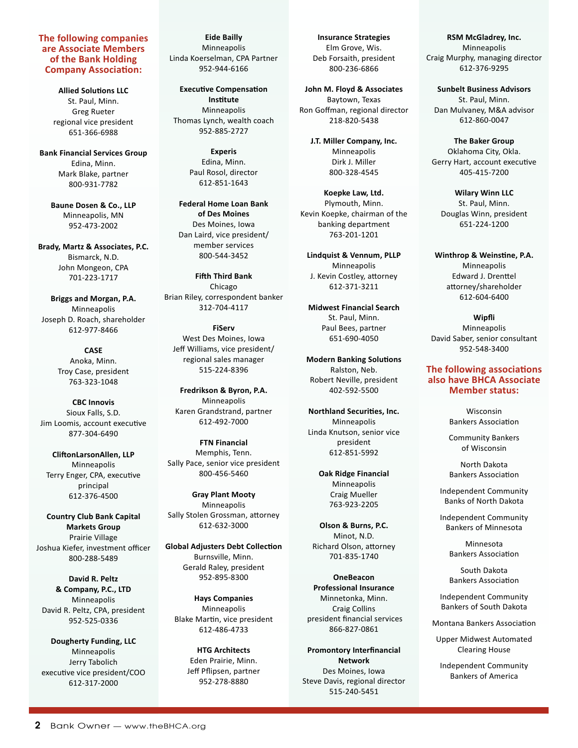## The following companies are Associate Members of the Bank Holding Company Association:

**Allied Solutions LLC**
St. Paul, Minn.
Greg Rueter
regional vice president
651-366-6988

**Bank Financial Services Group**
Edina, Minn.
Mark Blake, partner
800-931-7782

**Baune Dosen & Co., LLP**
Minneapolis, MN
952-473-2002

**Brady, Martz & Associates, P.C.**
Bismarck, N.D.
John Mongeon, CPA
701-223-1717

**Briggs and Morgan, P.A.**
Minneapolis
Joseph D. Roach, shareholder
612-977-8466

**CASE**
Anoka, Minn.
Troy Case, president
763-323-1048

**CBC Innovis**
Sioux Falls, S.D.
Jim Loomis, account executive
877-304-6490

**CliftonLarsonAllen, LLP**
Minneapolis
Terry Enger, CPA, executive principal
612-376-4500

**Country Club Bank Capital Markets Group**
Prairie Village
Joshua Kiefer, investment officer
800-288-5489

**David R. Peltz & Company, P.C., LTD**
Minneapolis
David R. Peltz, CPA, president
952-525-0336

**Dougherty Funding, LLC**
Minneapolis
Jerry Tabolich
executive vice president/COO
612-317-2000

**Eide Bailly**
Minneapolis
Linda Koerselman, CPA Partner
952-944-6166

**Executive Compensation Institute**
Minneapolis
Thomas Lynch, wealth coach
952-885-2727

**Experis**
Edina, Minn.
Paul Rosol, director
612-851-1643

**Federal Home Loan Bank of Des Moines**
Des Moines, Iowa
Dan Laird, vice president/member services
800-544-3452

**Fifth Third Bank**
Chicago
Brian Riley, correspondent banker
312-704-4117

**FiServ**
West Des Moines, Iowa
Jeff Williams, vice president/regional sales manager
515-224-8396

**Fredrikson & Byron, P.A.**
Minneapolis
Karen Grandstrand, partner
612-492-7000

**FTN Financial**
Memphis, Tenn.
Sally Pace, senior vice president
800-456-5460

**Gray Plant Mooty**
Minneapolis
Sally Stolen Grossman, attorney
612-632-3000

**Global Adjusters Debt Collection**
Burnsville, Minn.
Gerald Raley, president
952-895-8300

**Hays Companies**
Minneapolis
Blake Martin, vice president
612-486-4733

**HTG Architects**
Eden Prairie, Minn.
Jeff Pflipsen, partner
952-278-8880

**Insurance Strategies**
Elm Grove, Wis.
Deb Forsaith, president
800-236-6866

**John M. Floyd & Associates**
Baytown, Texas
Ron Goffman, regional director
218-820-5438

**J.T. Miller Company, Inc.**
Minneapolis
Dirk J. Miller
800-328-4545

**Koepke Law, Ltd.**
Plymouth, Minn.
Kevin Koepke, chairman of the banking department
763-201-1201

**Lindquist & Vennum, PLLP**
Minneapolis
J. Kevin Costley, attorney
612-371-3211

**Midwest Financial Search**
St. Paul, Minn.
Paul Bees, partner
651-690-4050

**Modern Banking Solutions**
Ralston, Neb.
Robert Neville, president
402-592-5500

**Northland Securities, Inc.**
Minneapolis
Linda Knutson, senior vice president
612-851-5992

**Oak Ridge Financial**
Minneapolis
Craig Mueller
763-923-2205

**Olson & Burns, P.C.**
Minot, N.D.
Richard Olson, attorney
701-835-1740

**OneBeacon Professional Insurance**
Minnetonka, Minn.
Craig Collins
president financial services
866-827-0861

**Promontory Interfinancial Network**
Des Moines, Iowa
Steve Davis, regional director
515-240-5451

**RSM McGladrey, Inc.**
Minneapolis
Craig Murphy, managing director
612-376-9295

**Sunbelt Business Advisors**
St. Paul, Minn.
Dan Mulvaney, M&A advisor
612-860-0047

**The Baker Group**
Oklahoma City, Okla.
Gerry Hart, account executive
405-415-7200

**Wilary Winn LLC**
St. Paul, Minn.
Douglas Winn, president
651-224-1200

**Winthrop & Weinstine, P.A.**
Minneapolis
Edward J. Drenttel
attorney/shareholder
612-604-6400

**Wipfli**
Minneapolis
David Saber, senior consultant
952-548-3400

## The following associations also have BHCA Associate Member status:

Wisconsin Bankers Association

Community Bankers of Wisconsin

North Dakota Bankers Association

Independent Community Banks of North Dakota

Independent Community Bankers of Minnesota

Minnesota Bankers Association

South Dakota Bankers Association

Independent Community Bankers of South Dakota

Montana Bankers Association

Upper Midwest Automated Clearing House

Independent Community Bankers of America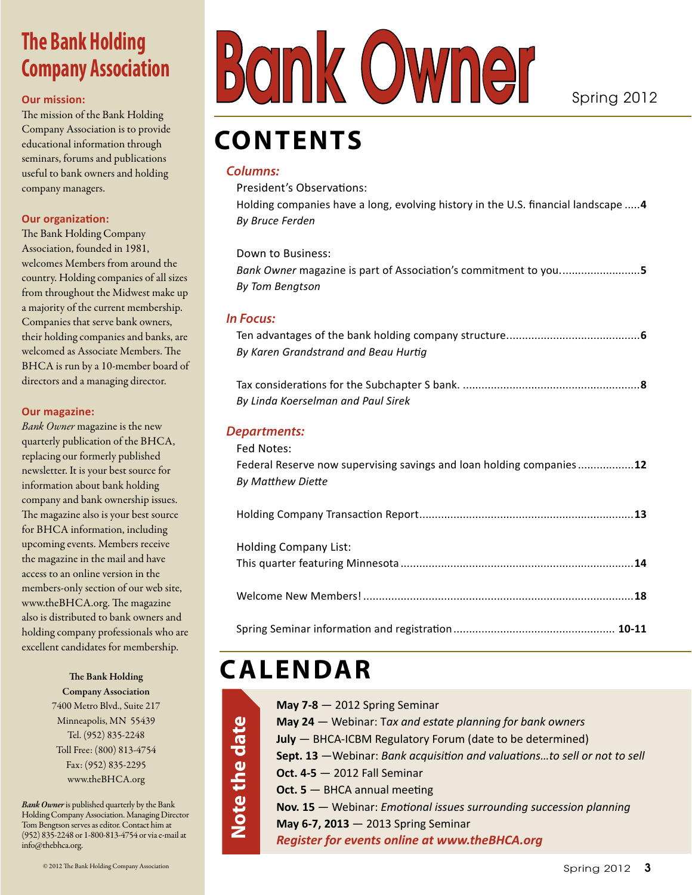# Bank Owner

Spring 2012

## CONTENTS

### *Columns:*

President's Observations:
Holding companies have a long, evolving history in the U.S. financial landscape .....**4**
*By Bruce Ferden*

Down to Business:
*Bank Owner* magazine is part of Association's commitment to you..........................**5**
*By Tom Bengtson*

### *In Focus:*

Ten advantages of the bank holding company structure...........................................**6**
*By Karen Grandstrand and Beau Hurtig*

Tax considerations for the Subchapter S bank. .........................................................**8**
*By Linda Koerselman and Paul Sirek*

### *Departments:*

Fed Notes:
Federal Reserve now supervising savings and loan holding companies..................**12**
*By Matthew Diette*

Holding Company Transaction Report.....................................................................**13**

Holding Company List:
This quarter featuring Minnesota...........................................................................**14**

Welcome New Members!.......................................................................................**18**

Spring Seminar information and registration.................................................... **10-11**

## CALENDAR

**Note the date**

**May 7-8** — 2012 Spring Seminar
**May 24** — Webinar: T*ax and estate planning for bank owners*
**July** — BHCA-ICBM Regulatory Forum (date to be determined)
**Sept. 13** —Webinar: *Bank acquisition and valuations…to sell or not to sell*
**Oct. 4-5** — 2012 Fall Seminar
**Oct. 5** — BHCA annual meeting
**Nov. 15** — Webinar: *Emotional issues surrounding succession planning*
**May 6-7, 2013** — 2013 Spring Seminar
***Register for events online at www.theBHCA.org***

## The Bank Holding Company Association

**Our mission:**
The mission of the Bank Holding Company Association is to provide educational information through seminars, forums and publications useful to bank owners and holding company managers.

**Our organization:**
The Bank Holding Company Association, founded in 1981, welcomes Members from around the country. Holding companies of all sizes from throughout the Midwest make up a majority of the current membership. Companies that serve bank owners, their holding companies and banks, are welcomed as Associate Members. The BHCA is run by a 10-member board of directors and a managing director.

**Our magazine:**
*Bank Owner* magazine is the new quarterly publication of the BHCA, replacing our formerly published newsletter. It is your best source for information about bank holding company and bank ownership issues. The magazine also is your best source for BHCA information, including upcoming events. Members receive the magazine in the mail and have access to an online version in the members-only section of our web site, www.theBHCA.org. The magazine also is distributed to bank owners and holding company professionals who are excellent candidates for membership.

**The Bank Holding Company Association**
7400 Metro Blvd., Suite 217
Minneapolis, MN 55439
Tel. (952) 835-2248
Toll Free: (800) 813-4754
Fax: (952) 835-2295
www.theBHCA.org

*Bank Owner* is published quarterly by the Bank Holding Company Association. Managing Director Tom Bengtson serves as editor. Contact him at (952) 835-2248 or 1-800-813-4754 or via e-mail at info@thebhca.org.

© 2012 The Bank Holding Company Association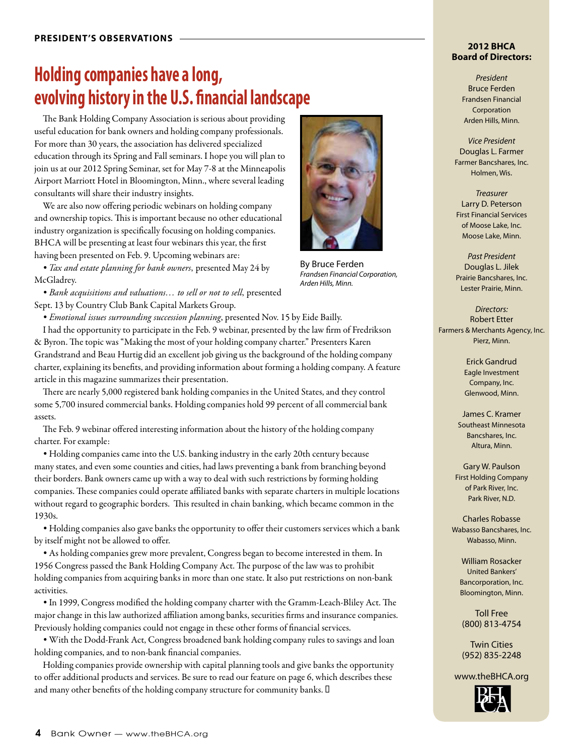PRESIDENT'S OBSERVATIONS

# Holding companies have a long, evolving history in the U.S. financial landscape

By Bruce Ferden
*Frandsen Financial Corporation, Arden Hills, Minn.*

The Bank Holding Company Association is serious about providing useful education for bank owners and holding company professionals. For more than 30 years, the association has delivered specialized education through its Spring and Fall seminars. I hope you will plan to join us at our 2012 Spring Seminar, set for May 7-8 at the Minneapolis Airport Marriott Hotel in Bloomington, Minn., where several leading consultants will share their industry insights.

We are also now offering periodic webinars on holding company and ownership topics. This is important because no other educational industry organization is specifically focusing on holding companies. BHCA will be presenting at least four webinars this year, the first having been presented on Feb. 9. Upcoming webinars are:

- *Tax and estate planning for bank owners*, presented May 24 by McGladrey.
- *Bank acquisitions and valuations… to sell or not to sell*, presented Sept. 13 by Country Club Bank Capital Markets Group.
- *Emotional issues surrounding succession planning*, presented Nov. 15 by Eide Bailly.

I had the opportunity to participate in the Feb. 9 webinar, presented by the law firm of Fredrikson & Byron. The topic was "Making the most of your holding company charter." Presenters Karen Grandstrand and Beau Hurtig did an excellent job giving us the background of the holding company charter, explaining its benefits, and providing information about forming a holding company. A feature article in this magazine summarizes their presentation.

There are nearly 5,000 registered bank holding companies in the United States, and they control some 5,700 insured commercial banks. Holding companies hold 99 percent of all commercial bank assets.

The Feb. 9 webinar offered interesting information about the history of the holding company charter. For example:

- Holding companies came into the U.S. banking industry in the early 20th century because many states, and even some counties and cities, had laws preventing a bank from branching beyond their borders. Bank owners came up with a way to deal with such restrictions by forming holding companies. These companies could operate affiliated banks with separate charters in multiple locations without regard to geographic borders. This resulted in chain banking, which became common in the 1930s.
- Holding companies also gave banks the opportunity to offer their customers services which a bank by itself might not be allowed to offer.
- As holding companies grew more prevalent, Congress began to become interested in them. In 1956 Congress passed the Bank Holding Company Act. The purpose of the law was to prohibit holding companies from acquiring banks in more than one state. It also put restrictions on non-bank activities.
- In 1999, Congress modified the holding company charter with the Gramm-Leach-Bliley Act. The major change in this law authorized affiliation among banks, securities firms and insurance companies. Previously holding companies could not engage in these other forms of financial services.
- With the Dodd-Frank Act, Congress broadened bank holding company rules to savings and loan holding companies, and to non-bank financial companies.

Holding companies provide ownership with capital planning tools and give banks the opportunity to offer additional products and services. Be sure to read our feature on page 6, which describes these and many other benefits of the holding company structure for community banks.

---

**2012 BHCA Board of Directors:**

*President*
Bruce Ferden
Frandsen Financial Corporation
Arden Hills, Minn.

*Vice President*
Douglas L. Farmer
Farmer Bancshares, Inc.
Holmen, Wis.

*Treasurer*
Larry D. Peterson
First Financial Services of Moose Lake, Inc.
Moose Lake, Minn.

*Past President*
Douglas L. Jilek
Prairie Bancshares, Inc.
Lester Prairie, Minn.

*Directors:*
Robert Etter
Farmers & Merchants Agency, Inc.
Pierz, Minn.

Erick Gandrud
Eagle Investment Company, Inc.
Glenwood, Minn.

James C. Kramer
Southeast Minnesota Bancshares, Inc.
Altura, Minn.

Gary W. Paulson
First Holding Company of Park River, Inc.
Park River, N.D.

Charles Robasse
Wabasso Bancshares, Inc.
Wabasso, Minn.

William Rosacker
United Bankers' Bancorporation, Inc.
Bloomington, Minn.

Toll Free
(800) 813-4754

Twin Cities
(952) 835-2248

www.theBHCA.org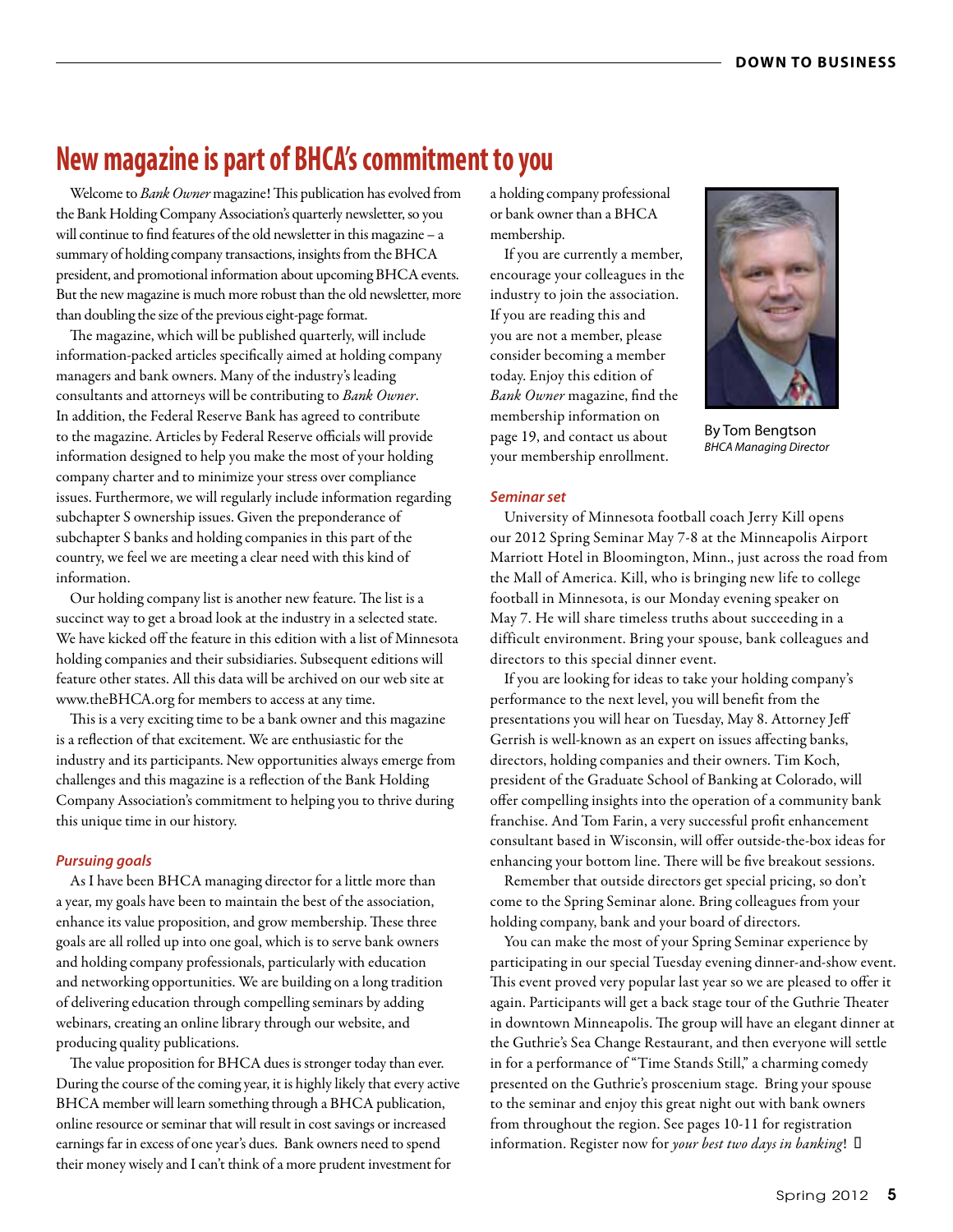# New magazine is part of BHCA's commitment to you

Welcome to *Bank Owner* magazine! This publication has evolved from the Bank Holding Company Association's quarterly newsletter, so you will continue to find features of the old newsletter in this magazine – a summary of holding company transactions, insights from the BHCA president, and promotional information about upcoming BHCA events. But the new magazine is much more robust than the old newsletter, more than doubling the size of the previous eight-page format.

The magazine, which will be published quarterly, will include information-packed articles specifically aimed at holding company managers and bank owners. Many of the industry's leading consultants and attorneys will be contributing to *Bank Owner*. In addition, the Federal Reserve Bank has agreed to contribute to the magazine. Articles by Federal Reserve officials will provide information designed to help you make the most of your holding company charter and to minimize your stress over compliance issues. Furthermore, we will regularly include information regarding subchapter S ownership issues. Given the preponderance of subchapter S banks and holding companies in this part of the country, we feel we are meeting a clear need with this kind of information.

Our holding company list is another new feature. The list is a succinct way to get a broad look at the industry in a selected state. We have kicked off the feature in this edition with a list of Minnesota holding companies and their subsidiaries. Subsequent editions will feature other states. All this data will be archived on our web site at www.theBHCA.org for members to access at any time.

This is a very exciting time to be a bank owner and this magazine is a reflection of that excitement. We are enthusiastic for the industry and its participants. New opportunities always emerge from challenges and this magazine is a reflection of the Bank Holding Company Association's commitment to helping you to thrive during this unique time in our history.

### *Pursuing goals*

As I have been BHCA managing director for a little more than a year, my goals have been to maintain the best of the association, enhance its value proposition, and grow membership. These three goals are all rolled up into one goal, which is to serve bank owners and holding company professionals, particularly with education and networking opportunities. We are building on a long tradition of delivering education through compelling seminars by adding webinars, creating an online library through our website, and producing quality publications.

The value proposition for BHCA dues is stronger today than ever. During the course of the coming year, it is highly likely that every active BHCA member will learn something through a BHCA publication, online resource or seminar that will result in cost savings or increased earnings far in excess of one year's dues. Bank owners need to spend their money wisely and I can't think of a more prudent investment for a holding company professional or bank owner than a BHCA membership.

If you are currently a member, encourage your colleagues in the industry to join the association. If you are reading this and you are not a member, please consider becoming a member today. Enjoy this edition of *Bank Owner* magazine, find the membership information on page 19, and contact us about your membership enrollment.

By Tom Bengtson
*BHCA Managing Director*

### *Seminar set*

University of Minnesota football coach Jerry Kill opens our 2012 Spring Seminar May 7-8 at the Minneapolis Airport Marriott Hotel in Bloomington, Minn., just across the road from the Mall of America. Kill, who is bringing new life to college football in Minnesota, is our Monday evening speaker on May 7. He will share timeless truths about succeeding in a difficult environment. Bring your spouse, bank colleagues and directors to this special dinner event.

If you are looking for ideas to take your holding company's performance to the next level, you will benefit from the presentations you will hear on Tuesday, May 8. Attorney Jeff Gerrish is well-known as an expert on issues affecting banks, directors, holding companies and their owners. Tim Koch, president of the Graduate School of Banking at Colorado, will offer compelling insights into the operation of a community bank franchise. And Tom Farin, a very successful profit enhancement consultant based in Wisconsin, will offer outside-the-box ideas for enhancing your bottom line. There will be five breakout sessions.

Remember that outside directors get special pricing, so don't come to the Spring Seminar alone. Bring colleagues from your holding company, bank and your board of directors.

You can make the most of your Spring Seminar experience by participating in our special Tuesday evening dinner-and-show event. This event proved very popular last year so we are pleased to offer it again. Participants will get a back stage tour of the Guthrie Theater in downtown Minneapolis. The group will have an elegant dinner at the Guthrie's Sea Change Restaurant, and then everyone will settle in for a performance of "Time Stands Still," a charming comedy presented on the Guthrie's proscenium stage. Bring your spouse to the seminar and enjoy this great night out with bank owners from throughout the region. See pages 10-11 for registration information. Register now for *your best two days in banking*!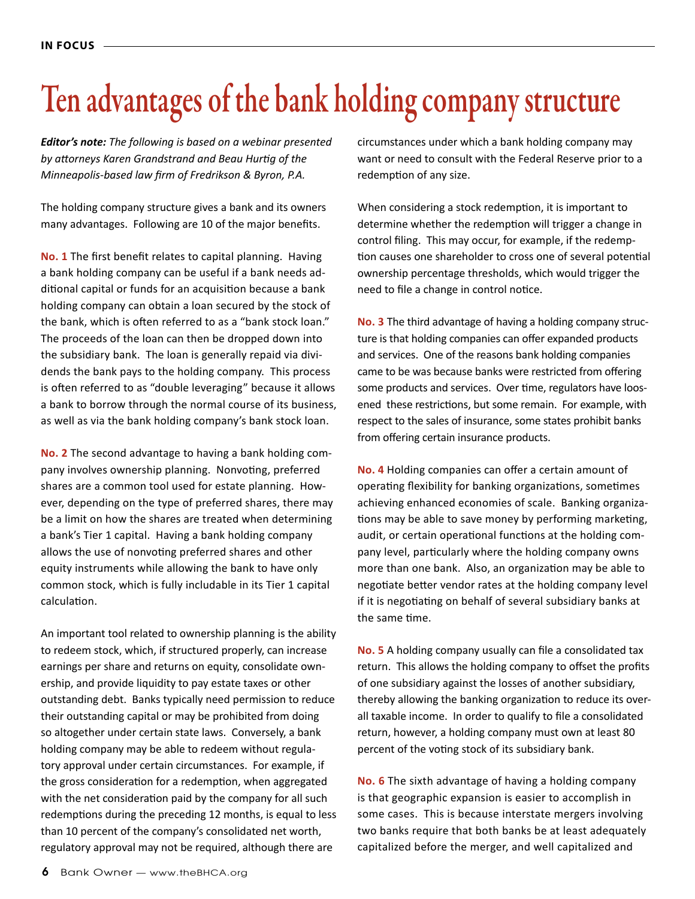# Ten advantages of the bank holding company structure

***Editor's note:** The following is based on a webinar presented by attorneys Karen Grandstrand and Beau Hurtig of the Minneapolis-based law firm of Fredrikson & Byron, P.A.*

The holding company structure gives a bank and its owners many advantages. Following are 10 of the major benefits.

**No. 1** The first benefit relates to capital planning. Having a bank holding company can be useful if a bank needs additional capital or funds for an acquisition because a bank holding company can obtain a loan secured by the stock of the bank, which is often referred to as a "bank stock loan." The proceeds of the loan can then be dropped down into the subsidiary bank. The loan is generally repaid via dividends the bank pays to the holding company. This process is often referred to as "double leveraging" because it allows a bank to borrow through the normal course of its business, as well as via the bank holding company's bank stock loan.

**No. 2** The second advantage to having a bank holding company involves ownership planning. Nonvoting, preferred shares are a common tool used for estate planning. However, depending on the type of preferred shares, there may be a limit on how the shares are treated when determining a bank's Tier 1 capital. Having a bank holding company allows the use of nonvoting preferred shares and other equity instruments while allowing the bank to have only common stock, which is fully includable in its Tier 1 capital calculation.

An important tool related to ownership planning is the ability to redeem stock, which, if structured properly, can increase earnings per share and returns on equity, consolidate ownership, and provide liquidity to pay estate taxes or other outstanding debt. Banks typically need permission to reduce their outstanding capital or may be prohibited from doing so altogether under certain state laws. Conversely, a bank holding company may be able to redeem without regulatory approval under certain circumstances. For example, if the gross consideration for a redemption, when aggregated with the net consideration paid by the company for all such redemptions during the preceding 12 months, is equal to less than 10 percent of the company's consolidated net worth, regulatory approval may not be required, although there are circumstances under which a bank holding company may want or need to consult with the Federal Reserve prior to a redemption of any size.

When considering a stock redemption, it is important to determine whether the redemption will trigger a change in control filing. This may occur, for example, if the redemption causes one shareholder to cross one of several potential ownership percentage thresholds, which would trigger the need to file a change in control notice.

**No. 3** The third advantage of having a holding company structure is that holding companies can offer expanded products and services. One of the reasons bank holding companies came to be was because banks were restricted from offering some products and services. Over time, regulators have loosened these restrictions, but some remain. For example, with respect to the sales of insurance, some states prohibit banks from offering certain insurance products.

**No. 4** Holding companies can offer a certain amount of operating flexibility for banking organizations, sometimes achieving enhanced economies of scale. Banking organizations may be able to save money by performing marketing, audit, or certain operational functions at the holding company level, particularly where the holding company owns more than one bank. Also, an organization may be able to negotiate better vendor rates at the holding company level if it is negotiating on behalf of several subsidiary banks at the same time.

**No. 5** A holding company usually can file a consolidated tax return. This allows the holding company to offset the profits of one subsidiary against the losses of another subsidiary, thereby allowing the banking organization to reduce its overall taxable income. In order to qualify to file a consolidated return, however, a holding company must own at least 80 percent of the voting stock of its subsidiary bank.

**No. 6** The sixth advantage of having a holding company is that geographic expansion is easier to accomplish in some cases. This is because interstate mergers involving two banks require that both banks be at least adequately capitalized before the merger, and well capitalized and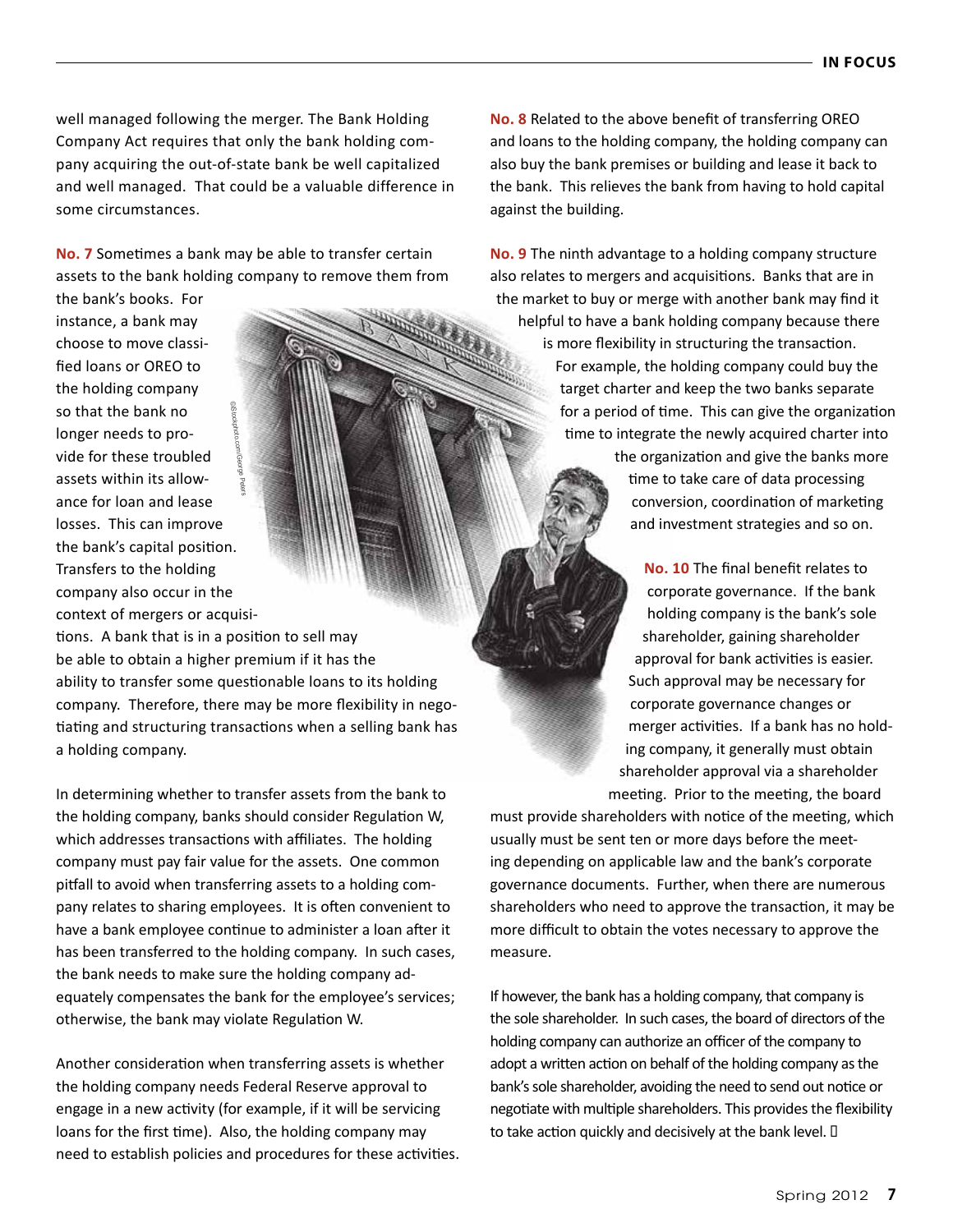well managed following the merger. The Bank Holding Company Act requires that only the bank holding company acquiring the out-of-state bank be well capitalized and well managed. That could be a valuable difference in some circumstances.

**No. 7** Sometimes a bank may be able to transfer certain assets to the bank holding company to remove them from the bank's books. For instance, a bank may choose to move classified loans or OREO to the holding company so that the bank no longer needs to provide for these troubled assets within its allowance for loan and lease losses. This can improve the bank's capital position. Transfers to the holding company also occur in the context of mergers or acquisitions. A bank that is in a position to sell may be able to obtain a higher premium if it has the ability to transfer some questionable loans to its holding company. Therefore, there may be more flexibility in negotiating and structuring transactions when a selling bank has a holding company.

In determining whether to transfer assets from the bank to the holding company, banks should consider Regulation W, which addresses transactions with affiliates. The holding company must pay fair value for the assets. One common pitfall to avoid when transferring assets to a holding company relates to sharing employees. It is often convenient to have a bank employee continue to administer a loan after it has been transferred to the holding company. In such cases, the bank needs to make sure the holding company adequately compensates the bank for the employee's services; otherwise, the bank may violate Regulation W.

Another consideration when transferring assets is whether the holding company needs Federal Reserve approval to engage in a new activity (for example, if it will be servicing loans for the first time). Also, the holding company may need to establish policies and procedures for these activities.

**No. 8** Related to the above benefit of transferring OREO and loans to the holding company, the holding company can also buy the bank premises or building and lease it back to the bank. This relieves the bank from having to hold capital against the building.

**No. 9** The ninth advantage to a holding company structure also relates to mergers and acquisitions. Banks that are in the market to buy or merge with another bank may find it helpful to have a bank holding company because there is more flexibility in structuring the transaction. For example, the holding company could buy the target charter and keep the two banks separate for a period of time. This can give the organization time to integrate the newly acquired charter into the organization and give the banks more time to take care of data processing conversion, coordination of marketing and investment strategies and so on.

**No. 10** The final benefit relates to corporate governance. If the bank holding company is the bank's sole shareholder, gaining shareholder approval for bank activities is easier. Such approval may be necessary for corporate governance changes or merger activities. If a bank has no holding company, it generally must obtain shareholder approval via a shareholder meeting. Prior to the meeting, the board must provide shareholders with notice of the meeting, which usually must be sent ten or more days before the meeting depending on applicable law and the bank's corporate governance documents. Further, when there are numerous shareholders who need to approve the transaction, it may be more difficult to obtain the votes necessary to approve the measure.

If however, the bank has a holding company, that company is the sole shareholder. In such cases, the board of directors of the holding company can authorize an officer of the company to adopt a written action on behalf of the holding company as the bank's sole shareholder, avoiding the need to send out notice or negotiate with multiple shareholders. This provides the flexibility to take action quickly and decisively at the bank level.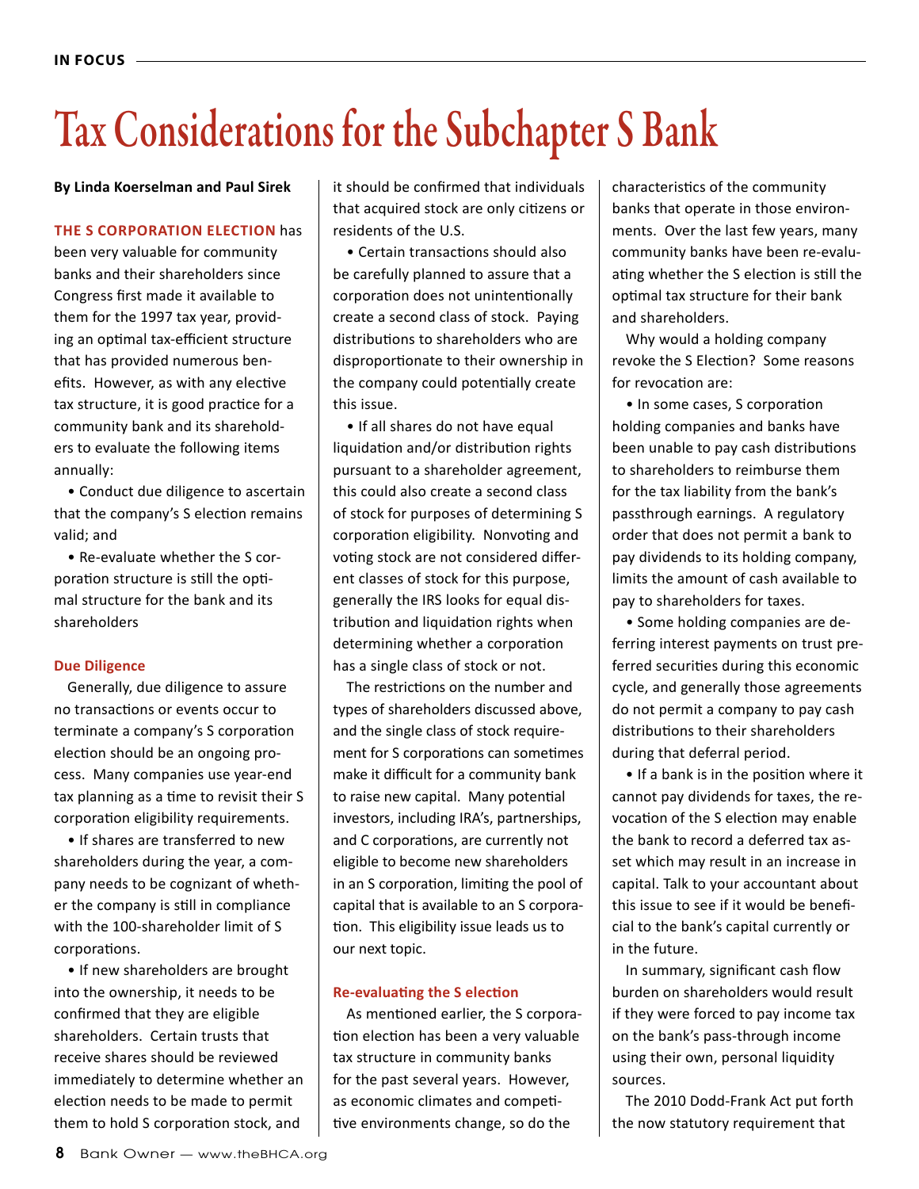# Tax Considerations for the Subchapter S Bank

**By Linda Koerselman and Paul Sirek**

**THE S CORPORATION ELECTION** has been very valuable for community banks and their shareholders since Congress first made it available to them for the 1997 tax year, providing an optimal tax-efficient structure that has provided numerous benefits. However, as with any elective tax structure, it is good practice for a community bank and its shareholders to evaluate the following items annually:

- Conduct due diligence to ascertain that the company's S election remains valid; and
- Re-evaluate whether the S corporation structure is still the optimal structure for the bank and its shareholders

### Due Diligence

Generally, due diligence to assure no transactions or events occur to terminate a company's S corporation election should be an ongoing process. Many companies use year-end tax planning as a time to revisit their S corporation eligibility requirements.

- If shares are transferred to new shareholders during the year, a company needs to be cognizant of whether the company is still in compliance with the 100-shareholder limit of S corporations.
- If new shareholders are brought into the ownership, it needs to be confirmed that they are eligible shareholders. Certain trusts that receive shares should be reviewed immediately to determine whether an election needs to be made to permit them to hold S corporation stock, and it should be confirmed that individuals that acquired stock are only citizens or residents of the U.S.
- Certain transactions should also be carefully planned to assure that a corporation does not unintentionally create a second class of stock. Paying distributions to shareholders who are disproportionate to their ownership in the company could potentially create this issue.
- If all shares do not have equal liquidation and/or distribution rights pursuant to a shareholder agreement, this could also create a second class of stock for purposes of determining S corporation eligibility. Nonvoting and voting stock are not considered different classes of stock for this purpose, generally the IRS looks for equal distribution and liquidation rights when determining whether a corporation has a single class of stock or not.

The restrictions on the number and types of shareholders discussed above, and the single class of stock requirement for S corporations can sometimes make it difficult for a community bank to raise new capital. Many potential investors, including IRA's, partnerships, and C corporations, are currently not eligible to become new shareholders in an S corporation, limiting the pool of capital that is available to an S corporation. This eligibility issue leads us to our next topic.

### Re-evaluating the S election

As mentioned earlier, the S corporation election has been a very valuable tax structure in community banks for the past several years. However, as economic climates and competitive environments change, so do the characteristics of the community banks that operate in those environments. Over the last few years, many community banks have been re-evaluating whether the S election is still the optimal tax structure for their bank and shareholders.

Why would a holding company revoke the S Election? Some reasons for revocation are:

- In some cases, S corporation holding companies and banks have been unable to pay cash distributions to shareholders to reimburse them for the tax liability from the bank's passthrough earnings. A regulatory order that does not permit a bank to pay dividends to its holding company, limits the amount of cash available to pay to shareholders for taxes.
- Some holding companies are deferring interest payments on trust preferred securities during this economic cycle, and generally those agreements do not permit a company to pay cash distributions to their shareholders during that deferral period.
- If a bank is in the position where it cannot pay dividends for taxes, the revocation of the S election may enable the bank to record a deferred tax asset which may result in an increase in capital. Talk to your accountant about this issue to see if it would be beneficial to the bank's capital currently or in the future.

In summary, significant cash flow burden on shareholders would result if they were forced to pay income tax on the bank's pass-through income using their own, personal liquidity sources.

The 2010 Dodd-Frank Act put forth the now statutory requirement that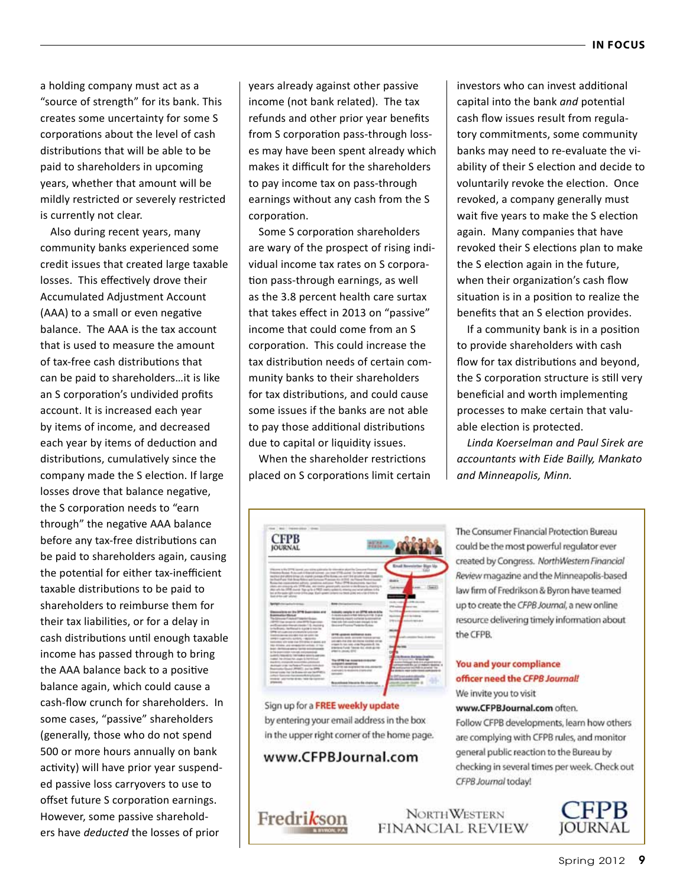a holding company must act as a "source of strength" for its bank. This creates some uncertainty for some S corporations about the level of cash distributions that will be able to be paid to shareholders in upcoming years, whether that amount will be mildly restricted or severely restricted is currently not clear.

Also during recent years, many community banks experienced some credit issues that created large taxable losses. This effectively drove their Accumulated Adjustment Account (AAA) to a small or even negative balance. The AAA is the tax account that is used to measure the amount of tax-free cash distributions that can be paid to shareholders…it is like an S corporation's undivided profits account. It is increased each year by items of income, and decreased each year by items of deduction and distributions, cumulatively since the company made the S election. If large losses drove that balance negative, the S corporation needs to "earn through" the negative AAA balance before any tax-free distributions can be paid to shareholders again, causing the potential for either tax-inefficient taxable distributions to be paid to shareholders to reimburse them for their tax liabilities, or for a delay in cash distributions until enough taxable income has passed through to bring the AAA balance back to a positive balance again, which could cause a cash-flow crunch for shareholders. In some cases, "passive" shareholders (generally, those who do not spend 500 or more hours annually on bank activity) will have prior year suspended passive loss carryovers to use to offset future S corporation earnings. However, some passive shareholders have *deducted* the losses of prior years already against other passive income (not bank related). The tax refunds and other prior year benefits from S corporation pass-through losses may have been spent already which makes it difficult for the shareholders to pay income tax on pass-through earnings without any cash from the S corporation.

Some S corporation shareholders are wary of the prospect of rising individual income tax rates on S corporation pass-through earnings, as well as the 3.8 percent health care surtax that takes effect in 2013 on "passive" income that could come from an S corporation. This could increase the tax distribution needs of certain community banks to their shareholders for tax distributions, and could cause some issues if the banks are not able to pay those additional distributions due to capital or liquidity issues.

When the shareholder restrictions placed on S corporations limit certain investors who can invest additional capital into the bank *and* potential cash flow issues result from regulatory commitments, some community banks may need to re-evaluate the viability of their S election and decide to voluntarily revoke the election. Once revoked, a company generally must wait five years to make the S election again. Many companies that have revoked their S elections plan to make the S election again in the future, when their organization's cash flow situation is in a position to realize the benefits that an S election provides.

If a community bank is in a position to provide shareholders with cash flow for tax distributions and beyond, the S corporation structure is still very beneficial and worth implementing processes to make certain that valuable election is protected.

*Linda Koerselman and Paul Sirek are accountants with Eide Bailly, Mankato and Minneapolis, Minn.*

---

Sign up for a **FREE weekly update** by entering your email address in the box in the upper right corner of the home page.

**www.CFPBJournal.com**

The Consumer Financial Protection Bureau could be the most powerful regulator ever created by Congress. *NorthWestern Financial Review* magazine and the Minneapolis-based law firm of Fredrikson & Byron have teamed up to create the *CFPB Journal*, a new online resource delivering timely information about the CFPB.

**You and your compliance officer need the *CFPB Journal!***

We invite you to visit **www.CFPBJournal.com** often. Follow CFPB developments, learn how others are complying with CFPB rules, and monitor general public reaction to the Bureau by checking in several times per week. Check out *CFPB Journal* today!

Fredrikson & Byron, P.A. | NorthWestern Financial Review | CFPB Journal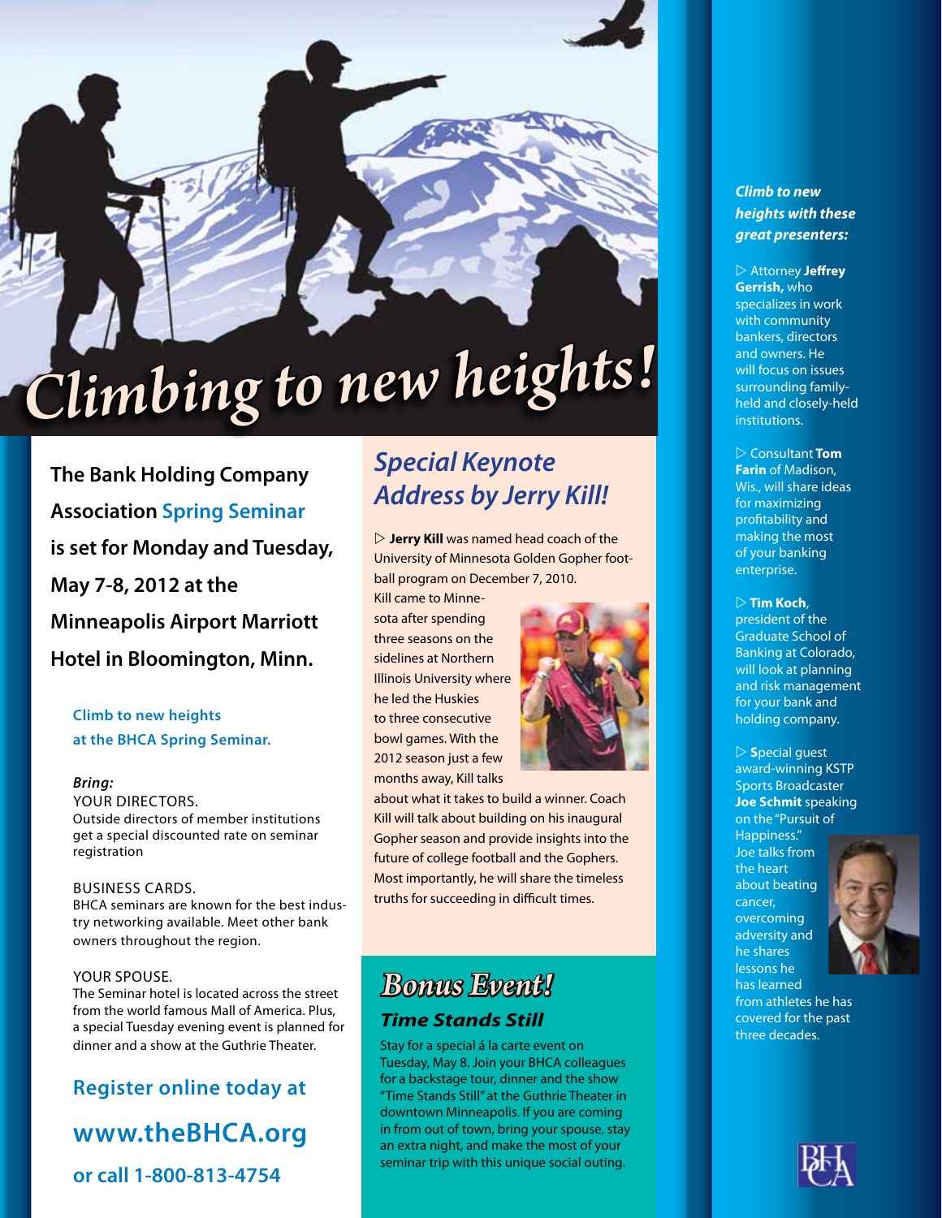# Climbing to new heights!

**The Bank Holding Company Association Spring Seminar is set for Monday and Tuesday, May 7-8, 2012 at the Minneapolis Airport Marriott Hotel in Bloomington, Minn.**

**Climb to new heights at the BHCA Spring Seminar.**

***Bring:***

YOUR DIRECTORS.
Outside directors of member institutions get a special discounted rate on seminar registration

BUSINESS CARDS.
BHCA seminars are known for the best industry networking available. Meet other bank owners throughout the region.

YOUR SPOUSE.
The Seminar hotel is located across the street from the world famous Mall of America. Plus, a special Tuesday evening event is planned for dinner and a show at the Guthrie Theater.

**Register online today at www.theBHCA.org or call 1-800-813-4754**

## *Special Keynote Address by Jerry Kill!*

▷ **Jerry Kill** was named head coach of the University of Minnesota Golden Gopher football program on December 7, 2010. Kill came to Minnesota after spending three seasons on the sidelines at Northern Illinois University where he led the Huskies to three consecutive bowl games. With the 2012 season just a few months away, Kill talks about what it takes to build a winner. Coach Kill will talk about building on his inaugural Gopher season and provide insights into the future of college football and the Gophers. Most importantly, he will share the timeless truths for succeeding in difficult times.

## *Bonus Event!*

### *Time Stands Still*

Stay for a special á la carte event on Tuesday, May 8. Join your BHCA colleagues for a backstage tour, dinner and the show "Time Stands Still" at the Guthrie Theater in downtown Minneapolis. If you are coming in from out of town, bring your spouse, stay an extra night, and make the most of your seminar trip with this unique social outing.

***Climb to new heights with these great presenters:***

▷ Attorney **Jeffrey Gerrish,** who specializes in work with community bankers, directors and owners. He will focus on issues surrounding family-held and closely-held institutions.

▷ Consultant **Tom Farin** of Madison, Wis., will share ideas for maximizing profitability and making the most of your banking enterprise.

▷ **Tim Koch**, president of the Graduate School of Banking at Colorado, will look at planning and risk management for your bank and holding company.

▷ **S**pecial guest award-winning KSTP Sports Broadcaster **Joe Schmit** speaking on the "Pursuit of Happiness." Joe talks from the heart about beating cancer, overcoming adversity and he shares lessons he has learned from athletes he has covered for the past three decades.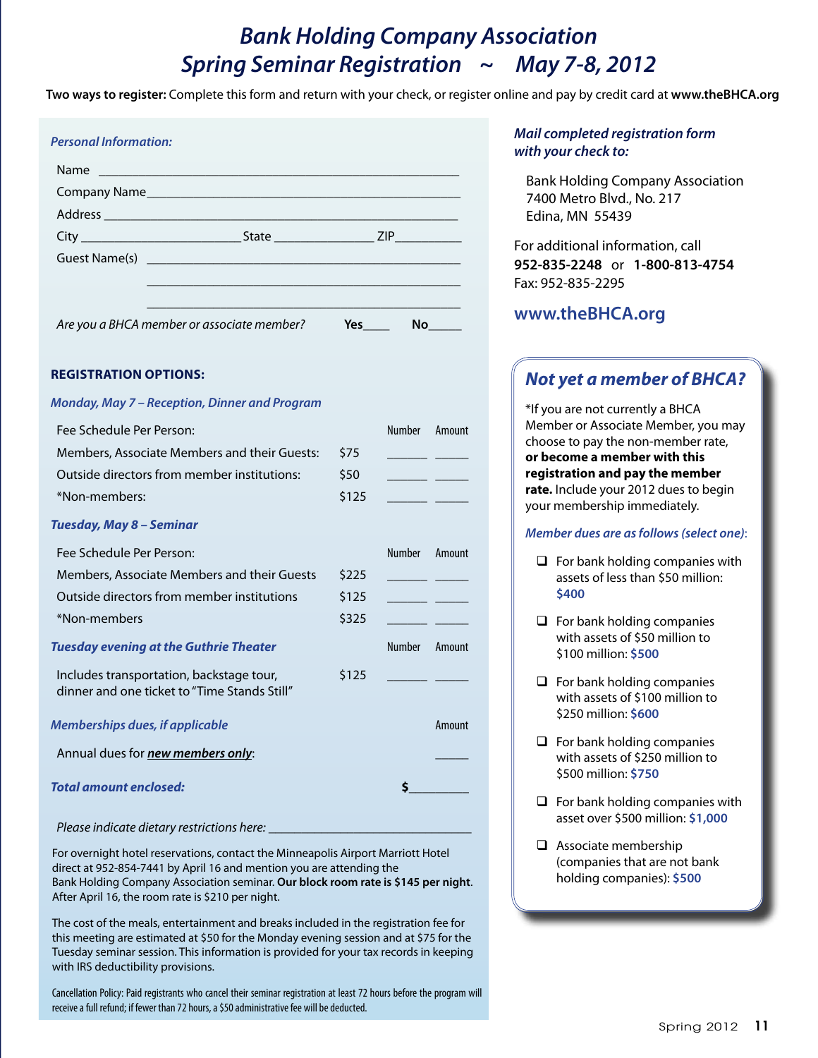# Bank Holding Company Association
# Spring Seminar Registration ~ May 7-8, 2012

**Two ways to register:** Complete this form and return with your check, or register online and pay by credit card at **www.theBHCA.org**

### Personal Information:

Name ____________________________________________

Company Name ____________________________________________

Address ____________________________________________

City ______________________ State ______________ ZIP __________

Guest Name(s) ____________________________________________

____________________________________________

____________________________________________

*Are you a BHCA member or associate member?* **Yes**____ **No**_____

### REGISTRATION OPTIONS:

#### *Monday, May 7 – Reception, Dinner and Program*

| Fee Schedule Per Person: | | Number | Amount |
|---|---|---|---|
| Members, Associate Members and their Guests: | $75 | ______ | _____ |
| Outside directors from member institutions: | $50 | ______ | _____ |
| *Non-members: | $125 | ______ | _____ |

#### *Tuesday, May 8 – Seminar*

| Fee Schedule Per Person: | | Number | Amount |
|---|---|---|---|
| Members, Associate Members and their Guests | $225 | ______ | _____ |
| Outside directors from member institutions | $125 | ______ | _____ |
| *Non-members | $325 | ______ | _____ |

#### *Tuesday evening at the Guthrie Theater*

| | | Number | Amount |
|---|---|---|---|
| Includes transportation, backstage tour, dinner and one ticket to "Time Stands Still" | $125 | ______ | _____ |

#### *Memberships dues, if applicable*

| | Amount |
|---|---|
| Annual dues for ***new members only***: | _____ |

***Total amount enclosed:*** **$**_________

*Please indicate dietary restrictions here:* ______________________________

For overnight hotel reservations, contact the Minneapolis Airport Marriott Hotel direct at 952-854-7441 by April 16 and mention you are attending the Bank Holding Company Association seminar. **Our block room rate is $145 per night**. After April 16, the room rate is $210 per night.

The cost of the meals, entertainment and breaks included in the registration fee for this meeting are estimated at $50 for the Monday evening session and at $75 for the Tuesday seminar session. This information is provided for your tax records in keeping with IRS deductibility provisions.

Cancellation Policy: Paid registrants who cancel their seminar registration at least 72 hours before the program will receive a full refund; if fewer than 72 hours, a $50 administrative fee will be deducted.

***Mail completed registration form with your check to:***

Bank Holding Company Association
7400 Metro Blvd., No. 217
Edina, MN 55439

For additional information, call
**952-835-2248** or **1-800-813-4754**
Fax: 952-835-2295

**www.theBHCA.org**

## *Not yet a member of BHCA?*

*If you are not currently a BHCA Member or Associate Member, you may choose to pay the non-member rate, **or become a member with this registration and pay the member rate.** Include your 2012 dues to begin your membership immediately.

*Member dues are as follows (select one):*

- ❑ For bank holding companies with assets of less than $50 million: **$400**
- ❑ For bank holding companies with assets of $50 million to $100 million: **$500**
- ❑ For bank holding companies with assets of $100 million to $250 million: **$600**
- ❑ For bank holding companies with assets of $250 million to $500 million: **$750**
- ❑ For bank holding companies with asset over $500 million: **$1,000**
- ❑ Associate membership (companies that are not bank holding companies): **$500**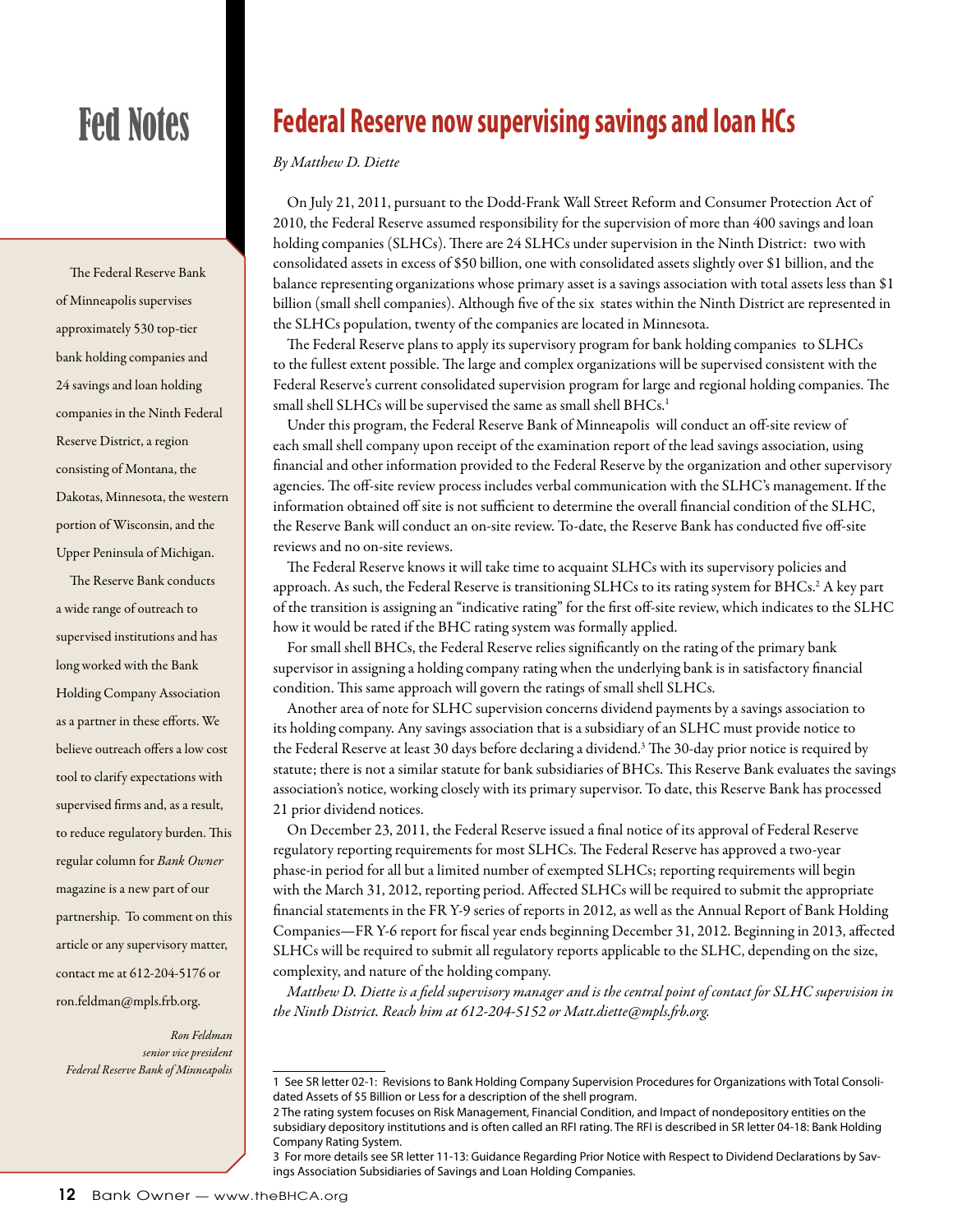# Fed Notes

The Federal Reserve Bank of Minneapolis supervises approximately 530 top-tier bank holding companies and 24 savings and loan holding companies in the Ninth Federal Reserve District, a region consisting of Montana, the Dakotas, Minnesota, the western portion of Wisconsin, and the Upper Peninsula of Michigan.

The Reserve Bank conducts a wide range of outreach to supervised institutions and has long worked with the Bank Holding Company Association as a partner in these efforts. We believe outreach offers a low cost tool to clarify expectations with supervised firms and, as a result, to reduce regulatory burden. This regular column for *Bank Owner* magazine is a new part of our partnership. To comment on this article or any supervisory matter, contact me at 612-204-5176 or ron.feldman@mpls.frb.org.

*Ron Feldman*
*senior vice president*
*Federal Reserve Bank of Minneapolis*

## Federal Reserve now supervising savings and loan HCs

*By Matthew D. Diette*

On July 21, 2011, pursuant to the Dodd-Frank Wall Street Reform and Consumer Protection Act of 2010, the Federal Reserve assumed responsibility for the supervision of more than 400 savings and loan holding companies (SLHCs). There are 24 SLHCs under supervision in the Ninth District: two with consolidated assets in excess of $50 billion, one with consolidated assets slightly over $1 billion, and the balance representing organizations whose primary asset is a savings association with total assets less than $1 billion (small shell companies). Although five of the six states within the Ninth District are represented in the SLHCs population, twenty of the companies are located in Minnesota.

The Federal Reserve plans to apply its supervisory program for bank holding companies to SLHCs to the fullest extent possible. The large and complex organizations will be supervised consistent with the Federal Reserve's current consolidated supervision program for large and regional holding companies. The small shell SLHCs will be supervised the same as small shell BHCs.[1]

Under this program, the Federal Reserve Bank of Minneapolis will conduct an off-site review of each small shell company upon receipt of the examination report of the lead savings association, using financial and other information provided to the Federal Reserve by the organization and other supervisory agencies. The off-site review process includes verbal communication with the SLHC's management. If the information obtained off site is not sufficient to determine the overall financial condition of the SLHC, the Reserve Bank will conduct an on-site review. To-date, the Reserve Bank has conducted five off-site reviews and no on-site reviews.

The Federal Reserve knows it will take time to acquaint SLHCs with its supervisory policies and approach. As such, the Federal Reserve is transitioning SLHCs to its rating system for BHCs.[2] A key part of the transition is assigning an "indicative rating" for the first off-site review, which indicates to the SLHC how it would be rated if the BHC rating system was formally applied.

For small shell BHCs, the Federal Reserve relies significantly on the rating of the primary bank supervisor in assigning a holding company rating when the underlying bank is in satisfactory financial condition. This same approach will govern the ratings of small shell SLHCs.

Another area of note for SLHC supervision concerns dividend payments by a savings association to its holding company. Any savings association that is a subsidiary of an SLHC must provide notice to the Federal Reserve at least 30 days before declaring a dividend.[3] The 30-day prior notice is required by statute; there is not a similar statute for bank subsidiaries of BHCs. This Reserve Bank evaluates the savings association's notice, working closely with its primary supervisor. To date, this Reserve Bank has processed 21 prior dividend notices.

On December 23, 2011, the Federal Reserve issued a final notice of its approval of Federal Reserve regulatory reporting requirements for most SLHCs. The Federal Reserve has approved a two-year phase-in period for all but a limited number of exempted SLHCs; reporting requirements will begin with the March 31, 2012, reporting period. Affected SLHCs will be required to submit the appropriate financial statements in the FR Y-9 series of reports in 2012, as well as the Annual Report of Bank Holding Companies—FR Y-6 report for fiscal year ends beginning December 31, 2012. Beginning in 2013, affected SLHCs will be required to submit all regulatory reports applicable to the SLHC, depending on the size, complexity, and nature of the holding company.

*Matthew D. Diette is a field supervisory manager and is the central point of contact for SLHC supervision in the Ninth District. Reach him at 612-204-5152 or Matt.diette@mpls.frb.org.*

---

1 See SR letter 02-1: Revisions to Bank Holding Company Supervision Procedures for Organizations with Total Consolidated Assets of $5 Billion or Less for a description of the shell program.

2 The rating system focuses on Risk Management, Financial Condition, and Impact of nondepository entities on the subsidiary depository institutions and is often called an RFI rating. The RFI is described in SR letter 04-18: Bank Holding Company Rating System.

3 For more details see SR letter 11-13: Guidance Regarding Prior Notice with Respect to Dividend Declarations by Savings Association Subsidiaries of Savings and Loan Holding Companies.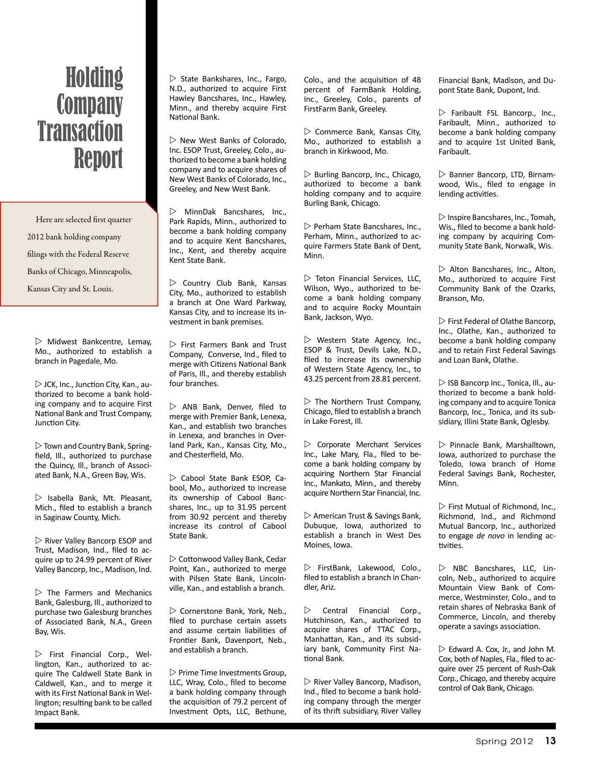# Holding Company Transaction Report

Here are selected first quarter 2012 bank holding company filings with the Federal Reserve Banks of Chicago, Minneapolis, Kansas City and St. Louis.

▷ Midwest Bankcentre, Lemay, Mo., authorized to establish a branch in Pagedale, Mo.

▷ JCK, Inc., Junction City, Kan., authorized to become a bank holding company and to acquire First National Bank and Trust Company, Junction City.

▷ Town and Country Bank, Springfield, Ill., authorized to purchase the Quincy, Ill., branch of Associated Bank, N.A., Green Bay, Wis.

▷ Isabella Bank, Mt. Pleasant, Mich., filed to establish a branch in Saginaw County, Mich.

▷ River Valley Bancorp ESOP and Trust, Madison, Ind., filed to acquire up to 24.99 percent of River Valley Bancorp, Inc., Madison, Ind.

▷ The Farmers and Mechanics Bank, Galesburg, Ill., authorized to purchase two Galesburg branches of Associated Bank, N.A., Green Bay, Wis.

▷ First Financial Corp., Wellington, Kan., authorized to acquire The Caldwell State Bank in Caldwell, Kan., and to merge it with its First National Bank in Wellington; resulting bank to be called Impact Bank.

▷ State Bankshares, Inc., Fargo, N.D., authorized to acquire First Hawley Bancshares, Inc., Hawley, Minn., and thereby acquire First National Bank.

▷ New West Banks of Colorado, Inc. ESOP Trust, Greeley, Colo., authorized to become a bank holding company and to acquire shares of New West Banks of Colorado, Inc., Greeley, and New West Bank.

▷ MinnDak Bancshares, Inc., Park Rapids, Minn., authorized to become a bank holding company and to acquire Kent Bancshares, Inc., Kent, and thereby acquire Kent State Bank.

▷ Country Club Bank, Kansas City, Mo., authorized to establish a branch at One Ward Parkway, Kansas City, and to increase its investment in bank premises.

▷ First Farmers Bank and Trust Company, Converse, Ind., filed to merge with Citizens National Bank of Paris, Ill., and thereby establish four branches.

▷ ANB Bank, Denver, filed to merge with Premier Bank, Lenexa, Kan., and establish two branches in Lenexa, and branches in Overland Park, Kan., Kansas City, Mo., and Chesterfield, Mo.

▷ Cabool State Bank ESOP, Cabool, Mo., authorized to increase its ownership of Cabool Bancshares, Inc., up to 31.95 percent from 30.92 percent and thereby increase its control of Cabool State Bank.

▷ Cottonwood Valley Bank, Cedar Point, Kan., authorized to merge with Pilsen State Bank, Lincolnville, Kan., and establish a branch.

▷ Cornerstone Bank, York, Neb., filed to purchase certain assets and assume certain liabilities of Frontier Bank, Davenport, Neb., and establish a branch.

▷ Prime Time Investments Group, LLC, Wray, Colo., filed to become a bank holding company through the acquisition of 79.2 percent of Investment Opts, LLC, Bethune, Colo., and the acquisition of 48 percent of FarmBank Holding, Inc., Greeley, Colo., parents of FirstFarm Bank, Greeley.

▷ Commerce Bank, Kansas City, Mo., authorized to establish a branch in Kirkwood, Mo.

▷ Burling Bancorp, Inc., Chicago, authorized to become a bank holding company and to acquire Burling Bank, Chicago.

▷ Perham State Bancshares, Inc., Perham, Minn., authorized to acquire Farmers State Bank of Dent, Minn.

▷ Teton Financial Services, LLC, Wilson, Wyo., authorized to become a bank holding company and to acquire Rocky Mountain Bank, Jackson, Wyo.

▷ Western State Agency, Inc., ESOP & Trust, Devils Lake, N.D., filed to increase its ownership of Western State Agency, Inc., to 43.25 percent from 28.81 percent.

▷ The Northern Trust Company, Chicago, filed to establish a branch in Lake Forest, Ill.

▷ Corporate Merchant Services Inc., Lake Mary, Fla., filed to become a bank holding company by acquiring Northern Star Financial Inc., Mankato, Minn., and thereby acquire Northern Star Financial, Inc.

▷ American Trust & Savings Bank, Dubuque, Iowa, authorized to establish a branch in West Des Moines, Iowa.

▷ FirstBank, Lakewood, Colo., filed to establish a branch in Chandler, Ariz.

▷ Central Financial Corp., Hutchinson, Kan., authorized to acquire shares of TTAC Corp., Manhattan, Kan., and its subsidiary bank, Community First National Bank.

▷ River Valley Bancorp, Madison, Ind., filed to become a bank holding company through the merger of its thrift subsidiary, River Valley Financial Bank, Madison, and Dupont State Bank, Dupont, Ind.

▷ Faribault FSL Bancorp., Inc., Faribault, Minn., authorized to become a bank holding company and to acquire 1st United Bank, Faribault.

▷ Banner Bancorp, LTD, Birnamwood, Wis., filed to engage in lending activities.

▷ Inspire Bancshares, Inc., Tomah, Wis., filed to become a bank holding company by acquiring Community State Bank, Norwalk, Wis.

▷ Alton Bancshares, Inc., Alton, Mo., authorized to acquire First Community Bank of the Ozarks, Branson, Mo.

▷ First Federal of Olathe Bancorp, Inc., Olathe, Kan., authorized to become a bank holding company and to retain First Federal Savings and Loan Bank, Olathe.

▷ ISB Bancorp Inc., Tonica, Ill., authorized to become a bank holding company and to acquire Tonica Bancorp, Inc., Tonica, and its subsidiary, Illini State Bank, Oglesby.

▷ Pinnacle Bank, Marshalltown, Iowa, authorized to purchase the Toledo, Iowa branch of Home Federal Savings Bank, Rochester, Minn.

▷ First Mutual of Richmond, Inc., Richmond, Ind., and Richmond Mutual Bancorp, Inc., authorized to engage *de novo* in lending activities.

▷ NBC Bancshares, LLC, Lincoln, Neb., authorized to acquire Mountain View Bank of Commerce, Westminster, Colo., and to retain shares of Nebraska Bank of Commerce, Lincoln, and thereby operate a savings association.

▷ Edward A. Cox, Jr., and John M. Cox, both of Naples, Fla., filed to acquire over 25 percent of Rush-Oak Corp., Chicago, and thereby acquire control of Oak Bank, Chicago.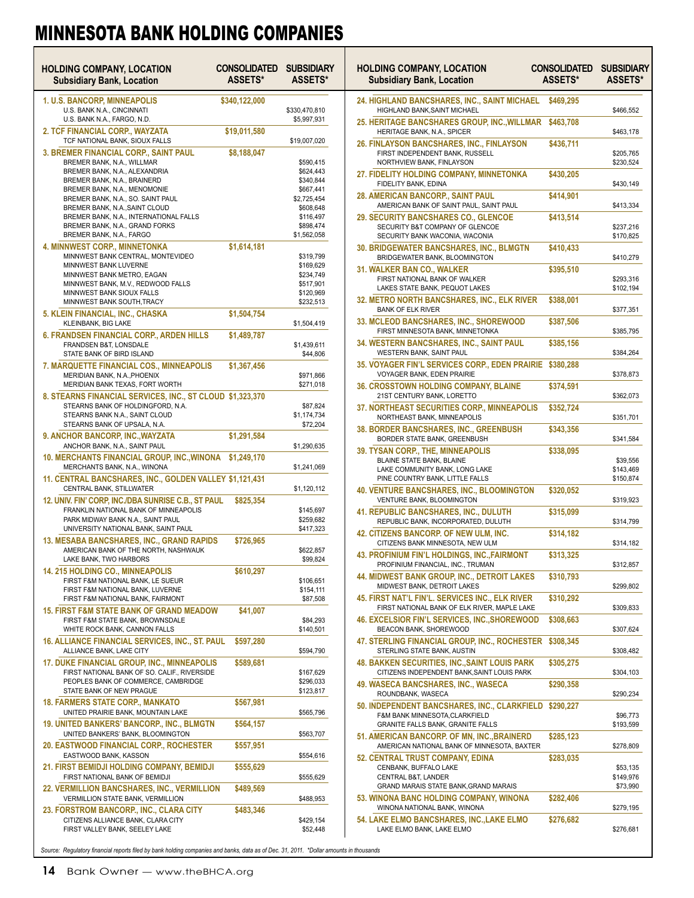# MINNESOTA BANK HOLDING COMPANIES

| HOLDING COMPANY, LOCATION<br>Subsidiary Bank, Location | CONSOLIDATED ASSETS* | SUBSIDIARY ASSETS* |
|---|---|---|
| **1. U.S. BANCORP, MINNEAPOLIS** | **$340,122,000** | |
| U.S. BANK N.A., CINCINNATI | | $330,470,810 |
| U.S. BANK N.A., FARGO, N.D. | | $5,997,931 |
| **2. TCF FINANCIAL CORP., WAYZATA** | **$19,011,580** | |
| TCF NATIONAL BANK, SIOUX FALLS | | $19,007,020 |
| **3. BREMER FINANCIAL CORP., SAINT PAUL** | **$8,188,047** | |
| BREMER BANK, N.A., WILLMAR | | $590,415 |
| BREMER BANK, N.A., ALEXANDRIA | | $624,443 |
| BREMER BANK, N.A., BRAINERD | | $340,844 |
| BREMER BANK, N.A., MENOMONIE | | $667,441 |
| BREMER BANK, N.A., SO. SAINT PAUL | | $2,725,454 |
| BREMER BANK, N.A.,SAINT CLOUD | | $608,648 |
| BREMER BANK, N.A., INTERNATIONAL FALLS | | $116,497 |
| BREMER BANK, N.A., GRAND FORKS | | $898,474 |
| BREMER BANK, N.A., FARGO | | $1,562,058 |
| **4. MINNWEST CORP., MINNETONKA** | **$1,614,181** | |
| MINNWEST BANK CENTRAL, MONTEVIDEO | | $319,799 |
| MINNWEST BANK LUVERNE | | $169,629 |
| MINNWEST BANK METRO, EAGAN | | $234,749 |
| MINNWEST BANK, M.V., REDWOOD FALLS | | $517,901 |
| MINNWEST BANK SIOUX FALLS | | $120,969 |
| MINNWEST BANK SOUTH,TRACY | | $232,513 |
| **5. KLEIN FINANCIAL, INC., CHASKA** | **$1,504,754** | |
| KLEINBANK, BIG LAKE | | $1,504,419 |
| **6. FRANDSEN FINANCIAL CORP., ARDEN HILLS** | **$1,489,787** | |
| FRANDSEN B&T, LONSDALE | | $1,439,611 |
| STATE BANK OF BIRD ISLAND | | $44,806 |
| **7. MARQUETTE FINANCIAL COS., MINNEAPOLIS** | **$1,367,456** | |
| MERIDIAN BANK, N.A.,PHOENIX | | $971,866 |
| MERIDIAN BANK TEXAS, FORT WORTH | | $271,018 |
| **8. STEARNS FINANCIAL SERVICES, INC., ST CLOUD** | **$1,323,370** | |
| STEARNS BANK OF HOLDINGFORD, N.A. | | $87,824 |
| STEARNS BANK N.A., SAINT CLOUD | | $1,174,734 |
| STEARNS BANK OF UPSALA, N.A. | | $72,204 |
| **9. ANCHOR BANCORP, INC.,WAYZATA** | **$1,291,584** | |
| ANCHOR BANK, N.A., SAINT PAUL | | $1,290,635 |
| **10. MERCHANTS FINANCIAL GROUP, INC.,WINONA** | **$1,249,170** | |
| MERCHANTS BANK, N.A., WINONA | | $1,241,069 |
| **11. CENTRAL BANCSHARES, INC., GOLDEN VALLEY** | **$1,121,431** | |
| CENTRAL BANK, STILLWATER | | $1,120,112 |
| **12. UNIV. FIN' CORP, INC./DBA SUNRISE C.B., ST PAUL** | **$825,354** | |
| FRANKLIN NATIONAL BANK OF MINNEAPOLIS | | $145,697 |
| PARK MIDWAY BANK N.A., SAINT PAUL | | $259,682 |
| UNIVERSITY NATIONAL BANK, SAINT PAUL | | $417,323 |
| **13. MESABA BANCSHARES, INC., GRAND RAPIDS** | **$726,965** | |
| AMERICAN BANK OF THE NORTH, NASHWAUK | | $622,857 |
| LAKE BANK, TWO HARBORS | | $99,824 |
| **14. 215 HOLDING CO., MINNEAPOLIS** | **$610,297** | |
| FIRST F&M NATIONAL BANK, LE SUEUR | | $106,651 |
| FIRST F&M NATIONAL BANK, LUVERNE | | $154,111 |
| FIRST F&M NATIONAL BANK, FAIRMONT | | $87,508 |
| **15. FIRST F&M STATE BANK OF GRAND MEADOW** | **$41,007** | |
| FIRST F&M STATE BANK, BROWNSDALE | | $84,293 |
| WHITE ROCK BANK, CANNON FALLS | | $140,501 |
| **16. ALLIANCE FINANCIAL SERVICES, INC., ST. PAUL** | **$597,280** | |
| ALLIANCE BANK, LAKE CITY | | $594,790 |
| **17. DUKE FINANCIAL GROUP, INC., MINNEAPOLIS** | **$589,681** | |
| FIRST NATIONAL BANK OF SO. CALIF., RIVERSIDE | | $167,629 |
| PEOPLES BANK OF COMMERCE, CAMBRIDGE | | $296,033 |
| STATE BANK OF NEW PRAGUE | | $123,817 |
| **18. FARMERS STATE CORP., MANKATO** | **$567,981** | |
| UNITED PRAIRIE BANK, MOUNTAIN LAKE | | $565,796 |
| **19. UNITED BANKERS' BANCORP., INC., BLMGTN** | **$564,157** | |
| UNITED BANKERS' BANK, BLOOMINGTON | | $563,707 |
| **20. EASTWOOD FINANCIAL CORP., ROCHESTER** | **$557,951** | |
| EASTWOOD BANK, KASSON | | $554,616 |
| **21. FIRST BEMIDJI HOLDING COMPANY, BEMIDJI** | **$555,629** | |
| FIRST NATIONAL BANK OF BEMIDJI | | $555,629 |
| **22. VERMILLION BANCSHARES, INC., VERMILLION** | **$489,569** | |
| VERMILLION STATE BANK, VERMILLION | | $488,953 |
| **23. FORSTROM BANCORP., INC., CLARA CITY** | **$483,346** | |
| CITIZENS ALLIANCE BANK, CLARA CITY | | $429,154 |
| FIRST VALLEY BANK, SEELEY LAKE | | $52,448 |
| **24. HIGHLAND BANCSHARES, INC., SAINT MICHAEL** | **$469,295** | |
| HIGHLAND BANK,SAINT MICHAEL | | $466,552 |
| **25. HERITAGE BANCSHARES GROUP, INC.,WILLMAR** | **$463,708** | |
| HERITAGE BANK, N.A., SPICER | | $463,178 |
| **26. FINLAYSON BANCSHARES, INC., FINLAYSON** | **$436,711** | |
| FIRST INDEPENDENT BANK, RUSSELL | | $205,765 |
| NORTHVIEW BANK, FINLAYSON | | $230,524 |
| **27. FIDELITY HOLDING COMPANY, MINNETONKA** | **$430,205** | |
| FIDELITY BANK, EDINA | | $430,149 |
| **28. AMERICAN BANCORP., SAINT PAUL** | **$414,901** | |
| AMERICAN BANK OF SAINT PAUL, SAINT PAUL | | $413,334 |
| **29. SECURITY BANCSHARES CO., GLENCOE** | **$413,514** | |
| SECURITY B&T COMPANY OF GLENCOE | | $237,216 |
| SECURITY BANK WACONIA, WACONIA | | $170,825 |
| **30. BRIDGEWATER BANCSHARES, INC., BLMGTN** | **$410,433** | |
| BRIDGEWATER BANK, BLOOMINGTON | | $410,279 |
| **31. WALKER BAN CO., WALKER** | **$395,510** | |
| FIRST NATIONAL BANK OF WALKER | | $293,316 |
| LAKES STATE BANK, PEQUOT LAKES | | $102,194 |
| **32. METRO NORTH BANCSHARES, INC., ELK RIVER** | **$388,001** | |
| BANK OF ELK RIVER | | $377,351 |
| **33. MCLEOD BANCSHARES, INC., SHOREWOOD** | **$387,506** | |
| FIRST MINNESOTA BANK, MINNETONKA | | $385,795 |
| **34. WESTERN BANCSHARES, INC., SAINT PAUL** | **$385,156** | |
| WESTERN BANK, SAINT PAUL | | $384,264 |
| **35. VOYAGER FIN'L SERVICES CORP., EDEN PRAIRIE** | **$380,288** | |
| VOYAGER BANK, EDEN PRAIRIE | | $378,873 |
| **36. CROSSTOWN HOLDING COMPANY, BLAINE** | **$374,591** | |
| 21ST CENTURY BANK, LORETTO | | $362,073 |
| **37. NORTHEAST SECURITIES CORP., MINNEAPOLIS** | **$352,724** | |
| NORTHEAST BANK, MINNEAPOLIS | | $351,701 |
| **38. BORDER BANCSHARES, INC., GREENBUSH** | **$343,356** | |
| BORDER STATE BANK, GREENBUSH | | $341,584 |
| **39. TYSAN CORP., THE, MINNEAPOLIS** | **$338,095** | |
| BLAINE STATE BANK, BLAINE | | $39,556 |
| LAKE COMMUNITY BANK, LONG LAKE | | $143,469 |
| PINE COUNTRY BANK, LITTLE FALLS | | $150,874 |
| **40. VENTURE BANCSHARES, INC., BLOOMINGTON** | **$320,052** | |
| VENTURE BANK, BLOOMINGTON | | $319,923 |
| **41. REPUBLIC BANCSHARES, INC., DULUTH** | **$315,099** | |
| REPUBLIC BANK, INCORPORATED, DULUTH | | $314,799 |
| **42. CITIZENS BANCORP. OF NEW ULM, INC.** | **$314,182** | |
| CITIZENS BANK MINNESOTA, NEW ULM | | $314,182 |
| **43. PROFINIUM FIN'L HOLDINGS, INC.,FAIRMONT** | **$313,325** | |
| PROFINIUM FINANCIAL, INC., TRUMAN | | $312,857 |
| **44. MIDWEST BANK GROUP, INC., DETROIT LAKES** | **$310,793** | |
| MIDWEST BANK, DETROIT LAKES | | $299,802 |
| **45. FIRST NAT'L FIN'L. SERVICES INC., ELK RIVER** | **$310,292** | |
| FIRST NATIONAL BANK OF ELK RIVER, MAPLE LAKE | | $309,833 |
| **46. EXCELSIOR FIN'L SERVICES, INC.,SHOREWOOD** | **$308,663** | |
| BEACON BANK, SHOREWOOD | | $307,624 |
| **47. STERLING FINANCIAL GROUP, INC., ROCHESTER** | **$308,345** | |
| STERLING STATE BANK, AUSTIN | | $308,482 |
| **48. BAKKEN SECURITIES, INC.,SAINT LOUIS PARK** | **$305,275** | |
| CITIZENS INDEPENDENT BANK,SAINT LOUIS PARK | | $304,103 |
| **49. WASECA BANCSHARES, INC., WASECA** | **$290,358** | |
| ROUNDBANK, WASECA | | $290,234 |
| **50. INDEPENDENT BANCSHARES, INC., CLARKFIELD** | **$290,227** | |
| F&M BANK MINNESOTA,CLARKFIELD | | $96,773 |
| GRANITE FALLS BANK, GRANITE FALLS | | $193,599 |
| **51. AMERICAN BANCORP. OF MN, INC.,BRAINERD** | **$285,123** | |
| AMERICAN NATIONAL BANK OF MINNESOTA, BAXTER | | $278,809 |
| **52. CENTRAL TRUST COMPANY, EDINA** | **$283,035** | |
| CENBANK, BUFFALO LAKE | | $53,135 |
| CENTRAL B&T, LANDER | | $149,976 |
| GRAND MARAIS STATE BANK,GRAND MARAIS | | $73,990 |
| **53. WINONA BANC HOLDING COMPANY, WINONA** | **$282,406** | |
| WINONA NATIONAL BANK, WINONA | | $279,195 |
| **54. LAKE ELMO BANCSHARES, INC.,LAKE ELMO** | **$276,682** | |
| LAKE ELMO BANK, LAKE ELMO | | $276,681 |

*Source: Regulatory financial reports filed by bank holding companies and banks, data as of Dec. 31, 2011. \*Dollar amounts in thousands*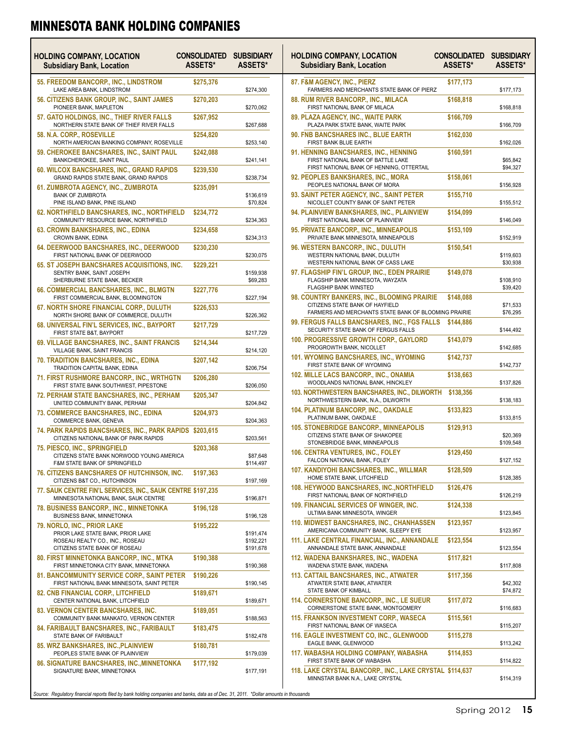# MINNESOTA BANK HOLDING COMPANIES

| HOLDING COMPANY, LOCATION<br>Subsidiary Bank, Location | CONSOLIDATED ASSETS* | SUBSIDIARY ASSETS* |
|---|---|---|
| **55. FREEDOM BANCORP., INC., LINDSTROM** | **$275,376** | |
| LAKE AREA BANK, LINDSTROM | | $274,300 |
| **56. CITIZENS BANK GROUP, INC., SAINT JAMES** | **$270,203** | |
| PIONEER BANK, MAPLETON | | $270,062 |
| **57. GATO HOLDINGS, INC., THIEF RIVER FALLS** | **$267,952** | |
| NORTHERN STATE BANK OF THIEF RIVER FALLS | | $267,688 |
| **58. N.A. CORP., ROSEVILLE** | **$254,820** | |
| NORTH AMERICAN BANKING COMPANY, ROSEVILLE | | $253,140 |
| **59. CHEROKEE BANCSHARES, INC., SAINT PAUL** | **$242,088** | |
| BANKCHEROKEE, SAINT PAUL | | $241,141 |
| **60. WILCOX BANCSHARES, INC., GRAND RAPIDS** | **$239,530** | |
| GRAND RAPIDS STATE BANK, GRAND RAPIDS | | $238,734 |
| **61. ZUMBROTA AGENCY, INC., ZUMBROTA** | **$235,091** | |
| BANK OF ZUMBROTA | | $136,619 |
| PINE ISLAND BANK, PINE ISLAND | | $70,824 |
| **62. NORTHFIELD BANCSHARES, INC., NORTHFIELD** | **$234,772** | |
| COMMUNITY RESOURCE BANK, NORTHFIELD | | $234,363 |
| **63. CROWN BANKSHARES, INC., EDINA** | **$234,658** | |
| CROWN BANK, EDINA | | $234,313 |
| **64. DEERWOOD BANCSHARES, INC., DEERWOOD** | **$230,230** | |
| FIRST NATIONAL BANK OF DEERWOOD | | $230,075 |
| **65. ST JOSEPH BANCSHARES ACQUISITIONS, INC.** | **$229,221** | |
| SENTRY BANK, SAINT JOSEPH | | $159,938 |
| SHERBURNE STATE BANK, BECKER | | $69,283 |
| **66. COMMERCIAL BANCSHARES, INC., BLMGTN** | **$227,776** | |
| FIRST COMMERCIAL BANK, BLOOMINGTON | | $227,194 |
| **67. NORTH SHORE FINANCIAL CORP., DULUTH** | **$226,533** | |
| NORTH SHORE BANK OF COMMERCE, DULUTH | | $226,362 |
| **68. UNIVERSAL FIN'L SERVICES, INC., BAYPORT** | **$217,729** | |
| FIRST STATE B&T, BAYPORT | | $217,729 |
| **69. VILLAGE BANCSHARES, INC., SAINT FRANCIS** | **$214,344** | |
| VILLAGE BANK, SAINT FRANCIS | | $214,120 |
| **70. TRADITION BANCSHARES, INC., EDINA** | **$207,142** | |
| TRADITION CAPITAL BANK, EDINA | | $206,754 |
| **71. FIRST RUSHMORE BANCORP., INC., WRTHGTN** | **$206,280** | |
| FIRST STATE BANK SOUTHWEST, PIPESTONE | | $206,050 |
| **72. PERHAM STATE BANCSHARES, INC., PERHAM** | **$205,347** | |
| UNITED COMMUNITY BANK, PERHAM | | $204,842 |
| **73. COMMERCE BANCSHARES, INC., EDINA** | **$204,973** | |
| COMMERCE BANK, GENEVA | | $204,363 |
| **74. PARK RAPIDS BANCSHARES, INC., PARK RAPIDS** | **$203,615** | |
| CITIZENS NATIONAL BANK OF PARK RAPIDS | | $203,561 |
| **75. PIESCO, INC., SPRINGFIELD** | **$203,368** | |
| CITIZENS STATE BANK NORWOOD YOUNG AMERICA | | $87,648 |
| F&M STATE BANK OF SPRINGFIELD | | $114,497 |
| **76. CITIZENS BANCSHARES OF HUTCHINSON, INC.** | **$197,363** | |
| CITIZENS B&T CO., HUTCHINSON | | $197,169 |
| **77. SAUK CENTRE FIN'L SERVICES, INC., SAUK CENTRE** | **$197,235** | |
| MINNESOTA NATIONAL BANK, SAUK CENTRE | | $196,871 |
| **78. BUSINESS BANCORP., INC., MINNETONKA** | **$196,128** | |
| BUSINESS BANK, MINNETONKA | | $196,128 |
| **79. NORLO, INC., PRIOR LAKE** | **$195,222** | |
| PRIOR LAKE STATE BANK, PRIOR LAKE | | $191,474 |
| ROSEAU REALTY CO., INC., ROSEAU | | $192,221 |
| CITIZENS STATE BANK OF ROSEAU | | $191,678 |
| **80. FIRST MINNETONKA BANCORP., INC., MTKA** | **$190,388** | |
| FIRST MINNETONKA CITY BANK, MINNETONKA | | $190,368 |
| **81. BANCOMMUNITY SERVICE CORP., SAINT PETER** | **$190,226** | |
| FIRST NATIONAL BANK MINNESOTA, SAINT PETER | | $190,145 |
| **82. CNB FINANCIAL CORP., LITCHFIELD** | **$189,671** | |
| CENTER NATIONAL BANK, LITCHFIELD | | $189,671 |
| **83. VERNON CENTER BANCSHARES, INC.** | **$189,051** | |
| COMMUNITY BANK MANKATO, VERNON CENTER | | $188,563 |
| **84. FARIBAULT BANCSHARES, INC., FARIBAULT** | **$183,475** | |
| STATE BANK OF FARIBAULT | | $182,478 |
| **85. WRZ BANKSHARES, INC.,PLAINVIEW** | **$180,781** | |
| PEOPLES STATE BANK OF PLAINVIEW | | $179,039 |
| **86. SIGNATURE BANCSHARES, INC.,MINNETONKA** | **$177,192** | |
| SIGNATURE BANK, MINNETONKA | | $177,191 |
| **87. F&M AGENCY, INC., PIERZ** | **$177,173** | |
| FARMERS AND MERCHANTS STATE BANK OF PIERZ | | $177,173 |
| **88. RUM RIVER BANCORP., INC., MILACA** | **$168,818** | |
| FIRST NATIONAL BANK OF MILACA | | $168,818 |
| **89. PLAZA AGENCY, INC., WAITE PARK** | **$166,709** | |
| PLAZA PARK STATE BANK, WAITE PARK | | $166,709 |
| **90. FNB BANCSHARES INC., BLUE EARTH** | **$162,030** | |
| FIRST BANK BLUE EARTH | | $162,026 |
| **91. HENNING BANCSHARES, INC., HENNING** | **$160,591** | |
| FIRST NATIONAL BANK OF BATTLE LAKE | | $65,842 |
| FIRST NATIONAL BANK OF HENNING, OTTERTAIL | | $94,327 |
| **92. PEOPLES BANKSHARES, INC., MORA** | **$158,061** | |
| PEOPLES NATIONAL BANK OF MORA | | $156,928 |
| **93. SAINT PETER AGENCY, INC., SAINT PETER** | **$155,710** | |
| NICOLLET COUNTY BANK OF SAINT PETER | | $155,512 |
| **94. PLAINVIEW BANKSHARES, INC., PLAINVIEW** | **$154,099** | |
| FIRST NATIONAL BANK OF PLAINVIEW | | $146,049 |
| **95. PRIVATE BANCORP., INC., MINNEAPOLIS** | **$153,109** | |
| PRIVATE BANK MINNESOTA, MINNEAPOLIS | | $152,919 |
| **96. WESTERN BANCORP., INC., DULUTH** | **$150,541** | |
| WESTERN NATIONAL BANK, DULUTH | | $119,603 |
| WESTERN NATIONAL BANK OF CASS LAKE | | $30,938 |
| **97. FLAGSHIP FIN'L GROUP, INC., EDEN PRAIRIE** | **$149,078** | |
| FLAGSHIP BANK MINNESOTA, WAYZATA | | $108,910 |
| FLAGSHIP BANK WINSTED | | $39,420 |
| **98. COUNTRY BANKERS, INC., BLOOMING PRAIRIE** | **$148,088** | |
| CITIZENS STATE BANK OF HAYFIELD | | $71,533 |
| FARMERS AND MERCHANTS STATE BANK OF BLOOMING PRAIRIE | | $76,295 |
| **99. FERGUS FALLS BANCSHARES, INC., FGS FALLS** | **$144,886** | |
| SECURITY STATE BANK OF FERGUS FALLS | | $144,492 |
| **100. PROGRESSIVE GROWTH CORP., GAYLORD** | **$143,079** | |
| PROGROWTH BANK, NICOLLET | | $142,685 |
| **101. WYOMING BANCSHARES, INC., WYOMING** | **$142,737** | |
| FIRST STATE BANK OF WYOMING | | $142,737 |
| **102. MILLE LACS BANCORP., INC., ONAMIA** | **$138,663** | |
| WOODLANDS NATIONAL BANK, HINCKLEY | | $137,826 |
| **103. NORTHWESTERN BANCSHARES, INC., DILWORTH** | **$138,356** | |
| NORTHWESTERN BANK, N.A., DILWORTH | | $138,183 |
| **104. PLATINUM BANCORP, INC., OAKDALE** | **$133,823** | |
| PLATINUM BANK, OAKDALE | | $133,815 |
| **105. STONEBRIDGE BANCORP., MINNEAPOLIS** | **$129,913** | |
| CITIZENS STATE BANK OF SHAKOPEE | | $20,369 |
| STONEBRIDGE BANK, MINNEAPOLIS | | $109,548 |
| **106. CENTRA VENTURES, INC., FOLEY** | **$129,450** | |
| FALCON NATIONAL BANK, FOLEY | | $127,152 |
| **107. KANDIYOHI BANCSHARES, INC., WILLMAR** | **$128,509** | |
| HOME STATE BANK, LITCHFIELD | | $128,385 |
| **108. HEYWOOD BANCSHARES, INC.,NORTHFIELD** | **$126,476** | |
| FIRST NATIONAL BANK OF NORTHFIELD | | $126,219 |
| **109. FINANCIAL SERVICES OF WINGER, INC.** | **$124,338** | |
| ULTIMA BANK MINNESOTA, WINGER | | $123,845 |
| **110. MIDWEST BANCSHARES, INC., CHANHASSEN** | **$123,957** | |
| AMERICANA COMMUNITY BANK, SLEEPY EYE | | $123,957 |
| **111. LAKE CENTRAL FINANCIAL, INC., ANNANDALE** | **$123,554** | |
| ANNANDALE STATE BANK, ANNANDALE | | $123,554 |
| **112. WADENA BANKSHARES, INC., WADENA** | **$117,821** | |
| WADENA STATE BANK, WADENA | | $117,808 |
| **113. CATTAIL BANCSHARES, INC., ATWATER** | **$117,356** | |
| ATWATER STATE BANK, ATWATER | | $42,302 |
| STATE BANK OF KIMBALL | | $74,872 |
| **114. CORNERSTONE BANCORP., INC., LE SUEUR** | **$117,072** | |
| CORNERSTONE STATE BANK, MONTGOMERY | | $116,683 |
| **115. FRANKSON INVESTMENT CORP., WASECA** | **$115,561** | |
| FIRST NATIONAL BANK OF WASECA | | $115,207 |
| **116. EAGLE INVESTMENT CO, INC., GLENWOOD** | **$115,278** | |
| EAGLE BANK, GLENWOOD | | $113,242 |
| **117. WABASHA HOLDING COMPANY, WABASHA** | **$114,853** | |
| FIRST STATE BANK OF WABASHA | | $114,822 |
| **118. LAKE CRYSTAL BANCORP., INC., LAKE CRYSTAL** | **$114,637** | |
| MINNSTAR BANK N.A., LAKE CRYSTAL | | $114,319 |

*Source: Regulatory financial reports filed by bank holding companies and banks, data as of Dec. 31, 2011. \*Dollar amounts in thousands*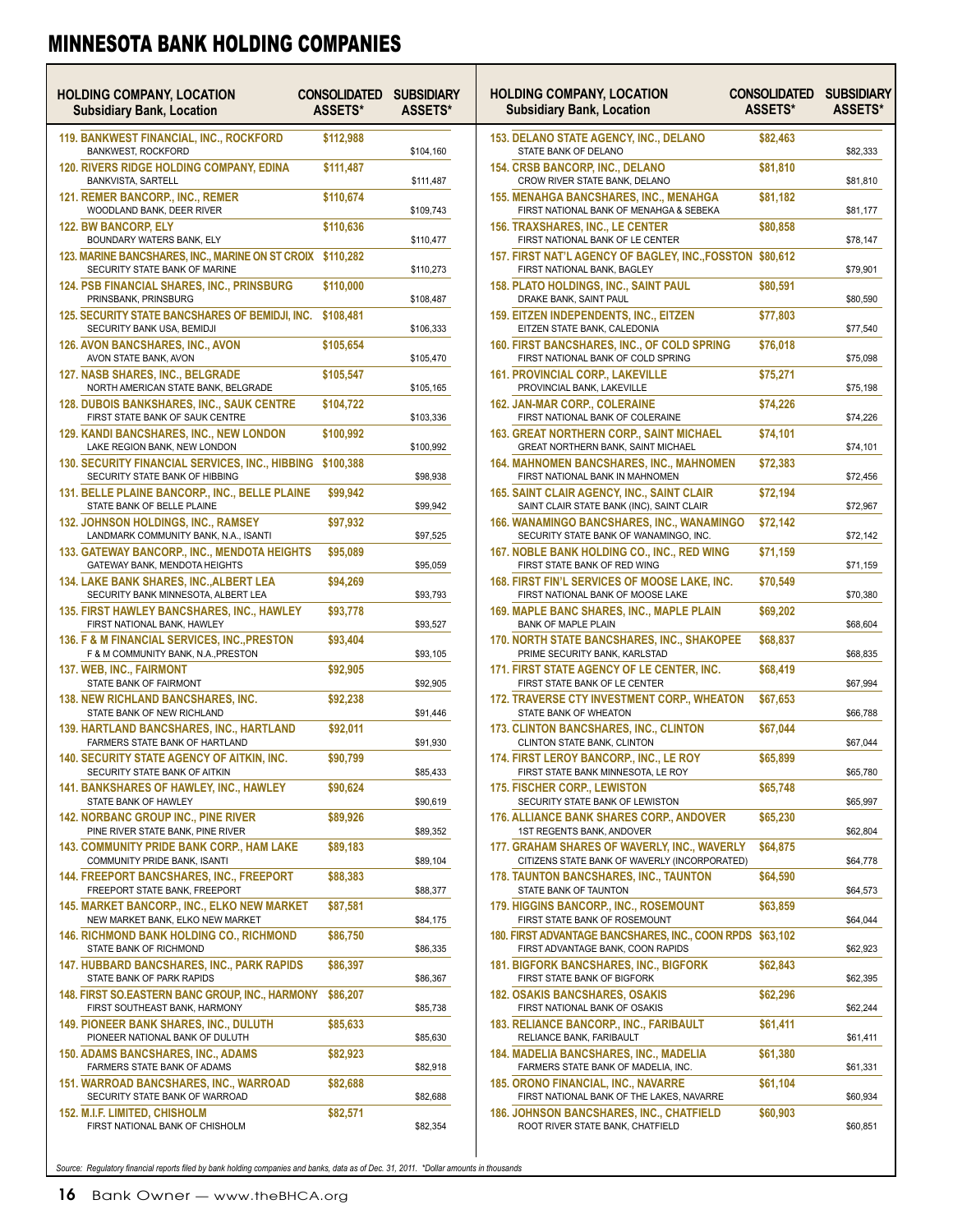# MINNESOTA BANK HOLDING COMPANIES

| HOLDING COMPANY, LOCATION<br>Subsidiary Bank, Location | CONSOLIDATED ASSETS* | SUBSIDIARY ASSETS* |
|---|---|---|
| **119. BANKWEST FINANCIAL, INC., ROCKFORD** | **$112,988** | |
| BANKWEST, ROCKFORD | | $104,160 |
| **120. RIVERS RIDGE HOLDING COMPANY, EDINA** | **$111,487** | |
| BANKVISTA, SARTELL | | $111,487 |
| **121. REMER BANCORP., INC., REMER** | **$110,674** | |
| WOODLAND BANK, DEER RIVER | | $109,743 |
| **122. BW BANCORP, ELY** | **$110,636** | |
| BOUNDARY WATERS BANK, ELY | | $110,477 |
| **123. MARINE BANCSHARES, INC., MARINE ON ST CROIX** | **$110,282** | |
| SECURITY STATE BANK OF MARINE | | $110,273 |
| **124. PSB FINANCIAL SHARES, INC., PRINSBURG** | **$110,000** | |
| PRINSBANK, PRINSBURG | | $108,487 |
| **125. SECURITY STATE BANCSHARES OF BEMIDJI, INC.** | **$108,481** | |
| SECURITY BANK USA, BEMIDJI | | $106,333 |
| **126. AVON BANCSHARES, INC., AVON** | **$105,654** | |
| AVON STATE BANK, AVON | | $105,470 |
| **127. NASB SHARES, INC., BELGRADE** | **$105,547** | |
| NORTH AMERICAN STATE BANK, BELGRADE | | $105,165 |
| **128. DUBOIS BANKSHARES, INC., SAUK CENTRE** | **$104,722** | |
| FIRST STATE BANK OF SAUK CENTRE | | $103,336 |
| **129. KANDI BANCSHARES, INC., NEW LONDON** | **$100,992** | |
| LAKE REGION BANK, NEW LONDON | | $100,992 |
| **130. SECURITY FINANCIAL SERVICES, INC., HIBBING** | **$100,388** | |
| SECURITY STATE BANK OF HIBBING | | $98,938 |
| **131. BELLE PLAINE BANCORP., INC., BELLE PLAINE** | **$99,942** | |
| STATE BANK OF BELLE PLAINE | | $99,942 |
| **132. JOHNSON HOLDINGS, INC., RAMSEY** | **$97,932** | |
| LANDMARK COMMUNITY BANK, N.A., ISANTI | | $97,525 |
| **133. GATEWAY BANCORP., INC., MENDOTA HEIGHTS** | **$95,089** | |
| GATEWAY BANK, MENDOTA HEIGHTS | | $95,059 |
| **134. LAKE BANK SHARES, INC.,ALBERT LEA** | **$94,269** | |
| SECURITY BANK MINNESOTA, ALBERT LEA | | $93,793 |
| **135. FIRST HAWLEY BANCSHARES, INC., HAWLEY** | **$93,778** | |
| FIRST NATIONAL BANK, HAWLEY | | $93,527 |
| **136. F & M FINANCIAL SERVICES, INC.,PRESTON** | **$93,404** | |
| F & M COMMUNITY BANK, N.A.,PRESTON | | $93,105 |
| **137. WEB, INC., FAIRMONT** | **$92,905** | |
| STATE BANK OF FAIRMONT | | $92,905 |
| **138. NEW RICHLAND BANCSHARES, INC.** | **$92,238** | |
| STATE BANK OF NEW RICHLAND | | $91,446 |
| **139. HARTLAND BANCSHARES, INC., HARTLAND** | **$92,011** | |
| FARMERS STATE BANK OF HARTLAND | | $91,930 |
| **140. SECURITY STATE AGENCY OF AITKIN, INC.** | **$90,799** | |
| SECURITY STATE BANK OF AITKIN | | $85,433 |
| **141. BANKSHARES OF HAWLEY, INC., HAWLEY** | **$90,624** | |
| STATE BANK OF HAWLEY | | $90,619 |
| **142. NORBANC GROUP INC., PINE RIVER** | **$89,926** | |
| PINE RIVER STATE BANK, PINE RIVER | | $89,352 |
| **143. COMMUNITY PRIDE BANK CORP., HAM LAKE** | **$89,183** | |
| COMMUNITY PRIDE BANK, ISANTI | | $89,104 |
| **144. FREEPORT BANCSHARES, INC., FREEPORT** | **$88,383** | |
| FREEPORT STATE BANK, FREEPORT | | $88,377 |
| **145. MARKET BANCORP., INC., ELKO NEW MARKET** | **$87,581** | |
| NEW MARKET BANK, ELKO NEW MARKET | | $84,175 |
| **146. RICHMOND BANK HOLDING CO., RICHMOND** | **$86,750** | |
| STATE BANK OF RICHMOND | | $86,335 |
| **147. HUBBARD BANCSHARES, INC., PARK RAPIDS** | **$86,397** | |
| STATE BANK OF PARK RAPIDS | | $86,367 |
| **148. FIRST SO.EASTERN BANC GROUP, INC., HARMONY** | **$86,207** | |
| FIRST SOUTHEAST BANK, HARMONY | | $85,738 |
| **149. PIONEER BANK SHARES, INC., DULUTH** | **$85,633** | |
| PIONEER NATIONAL BANK OF DULUTH | | $85,630 |
| **150. ADAMS BANCSHARES, INC., ADAMS** | **$82,923** | |
| FARMERS STATE BANK OF ADAMS | | $82,918 |
| **151. WARROAD BANCSHARES, INC., WARROAD** | **$82,688** | |
| SECURITY STATE BANK OF WARROAD | | $82,688 |
| **152. M.I.F. LIMITED, CHISHOLM** | **$82,571** | |
| FIRST NATIONAL BANK OF CHISHOLM | | $82,354 |
| **153. DELANO STATE AGENCY, INC., DELANO** | **$82,463** | |
| STATE BANK OF DELANO | | $82,333 |
| **154. CRSB BANCORP, INC., DELANO** | **$81,810** | |
| CROW RIVER STATE BANK, DELANO | | $81,810 |
| **155. MENAHGA BANCSHARES, INC., MENAHGA** | **$81,182** | |
| FIRST NATIONAL BANK OF MENAHGA & SEBEKA | | $81,177 |
| **156. TRAXSHARES, INC., LE CENTER** | **$80,858** | |
| FIRST NATIONAL BANK OF LE CENTER | | $78,147 |
| **157. FIRST NAT'L AGENCY OF BAGLEY, INC.,FOSSTON** | **$80,612** | |
| FIRST NATIONAL BANK, BAGLEY | | $79,901 |
| **158. PLATO HOLDINGS, INC., SAINT PAUL** | **$80,591** | |
| DRAKE BANK, SAINT PAUL | | $80,590 |
| **159. EITZEN INDEPENDENTS, INC., EITZEN** | **$77,803** | |
| EITZEN STATE BANK, CALEDONIA | | $77,540 |
| **160. FIRST BANCSHARES, INC., OF COLD SPRING** | **$76,018** | |
| FIRST NATIONAL BANK OF COLD SPRING | | $75,098 |
| **161. PROVINCIAL CORP., LAKEVILLE** | **$75,271** | |
| PROVINCIAL BANK, LAKEVILLE | | $75,198 |
| **162. JAN-MAR CORP., COLERAINE** | **$74,226** | |
| FIRST NATIONAL BANK OF COLERAINE | | $74,226 |
| **163. GREAT NORTHERN CORP., SAINT MICHAEL** | **$74,101** | |
| GREAT NORTHERN BANK, SAINT MICHAEL | | $74,101 |
| **164. MAHNOMEN BANCSHARES, INC., MAHNOMEN** | **$72,383** | |
| FIRST NATIONAL BANK IN MAHNOMEN | | $72,456 |
| **165. SAINT CLAIR AGENCY, INC., SAINT CLAIR** | **$72,194** | |
| SAINT CLAIR STATE BANK (INC), SAINT CLAIR | | $72,967 |
| **166. WANAMINGO BANCSHARES, INC., WANAMINGO** | **$72,142** | |
| SECURITY STATE BANK OF WANAMINGO, INC. | | $72,142 |
| **167. NOBLE BANK HOLDING CO., INC., RED WING** | **$71,159** | |
| FIRST STATE BANK OF RED WING | | $71,159 |
| **168. FIRST FIN'L SERVICES OF MOOSE LAKE, INC.** | **$70,549** | |
| FIRST NATIONAL BANK OF MOOSE LAKE | | $70,380 |
| **169. MAPLE BANC SHARES, INC., MAPLE PLAIN** | **$69,202** | |
| BANK OF MAPLE PLAIN | | $68,604 |
| **170. NORTH STATE BANCSHARES, INC., SHAKOPEE** | **$68,837** | |
| PRIME SECURITY BANK, KARLSTAD | | $68,835 |
| **171. FIRST STATE AGENCY OF LE CENTER, INC.** | **$68,419** | |
| FIRST STATE BANK OF LE CENTER | | $67,994 |
| **172. TRAVERSE CTY INVESTMENT CORP., WHEATON** | **$67,653** | |
| STATE BANK OF WHEATON | | $66,788 |
| **173. CLINTON BANCSHARES, INC., CLINTON** | **$67,044** | |
| CLINTON STATE BANK, CLINTON | | $67,044 |
| **174. FIRST LEROY BANCORP., INC., LE ROY** | **$65,899** | |
| FIRST STATE BANK MINNESOTA, LE ROY | | $65,780 |
| **175. FISCHER CORP., LEWISTON** | **$65,748** | |
| SECURITY STATE BANK OF LEWISTON | | $65,997 |
| **176. ALLIANCE BANK SHARES CORP., ANDOVER** | **$65,230** | |
| 1ST REGENTS BANK, ANDOVER | | $62,804 |
| **177. GRAHAM SHARES OF WAVERLY, INC., WAVERLY** | **$64,875** | |
| CITIZENS STATE BANK OF WAVERLY (INCORPORATED) | | $64,778 |
| **178. TAUNTON BANCSHARES, INC., TAUNTON** | **$64,590** | |
| STATE BANK OF TAUNTON | | $64,573 |
| **179. HIGGINS BANCORP., INC., ROSEMOUNT** | **$63,859** | |
| FIRST STATE BANK OF ROSEMOUNT | | $64,044 |
| **180. FIRST ADVANTAGE BANCSHARES, INC., COON RPDS** | **$63,102** | |
| FIRST ADVANTAGE BANK, COON RAPIDS | | $62,923 |
| **181. BIGFORK BANCSHARES, INC., BIGFORK** | **$62,843** | |
| FIRST STATE BANK OF BIGFORK | | $62,395 |
| **182. OSAKIS BANCSHARES, OSAKIS** | **$62,296** | |
| FIRST NATIONAL BANK OF OSAKIS | | $62,244 |
| **183. RELIANCE BANCORP., INC., FARIBAULT** | **$61,411** | |
| RELIANCE BANK, FARIBAULT | | $61,411 |
| **184. MADELIA BANCSHARES, INC., MADELIA** | **$61,380** | |
| FARMERS STATE BANK OF MADELIA, INC. | | $61,331 |
| **185. ORONO FINANCIAL, INC., NAVARRE** | **$61,104** | |
| FIRST NATIONAL BANK OF THE LAKES, NAVARRE | | $60,934 |
| **186. JOHNSON BANCSHARES, INC., CHATFIELD** | **$60,903** | |
| ROOT RIVER STATE BANK, CHATFIELD | | $60,851 |

*Source: Regulatory financial reports filed by bank holding companies and banks, data as of Dec. 31, 2011. \*Dollar amounts in thousands*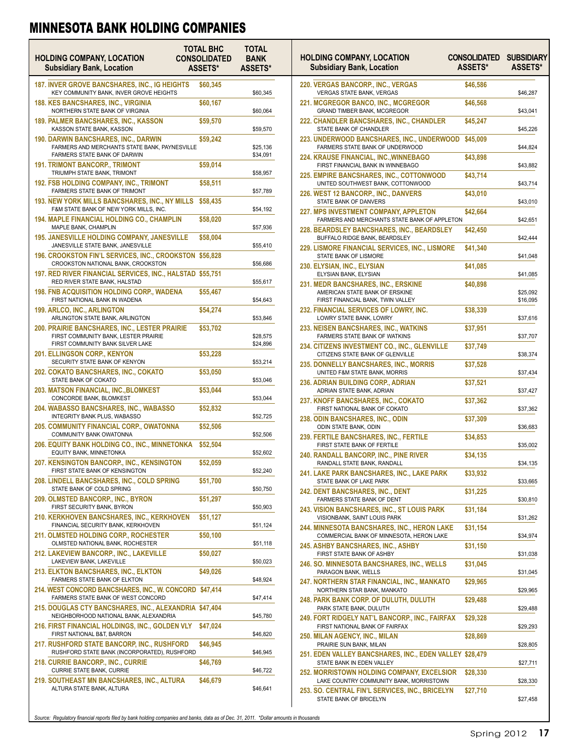# MINNESOTA BANK HOLDING COMPANIES

| HOLDING COMPANY, LOCATION<br>Subsidiary Bank, Location | TOTAL BHC CONSOLIDATED ASSETS* | TOTAL BANK ASSETS* |
|---|---|---|
| **187. INVER GROVE BANCSHARES, INC., IG HEIGHTS** | **$60,345** | |
| KEY COMMUNITY BANK, INVER GROVE HEIGHTS | | $60,345 |
| **188. KES BANCSHARES, INC., VIRGINIA** | **$60,167** | |
| NORTHERN STATE BANK OF VIRGINIA | | $60,064 |
| **189. PALMER BANCSHARES, INC., KASSON** | **$59,570** | |
| KASSON STATE BANK, KASSON | | $59,570 |
| **190. DARWIN BANCSHARES, INC., DARWIN** | **$59,242** | |
| FARMERS AND MERCHANTS STATE BANK, PAYNESVILLE | | $25,136 |
| FARMERS STATE BANK OF DARWIN | | $34,091 |
| **191. TRIMONT BANCORP., TRIMONT** | **$59,014** | |
| TRIUMPH STATE BANK, TRIMONT | | $58,957 |
| **192. FSB HOLDING COMPANY, INC., TRIMONT** | **$58,511** | |
| FARMERS STATE BANK OF TRIMONT | | $57,789 |
| **193. NEW YORK MILLS BANCSHARES, INC., NY MILLS** | **$58,435** | |
| F&M STATE BANK OF NEW YORK MILLS, INC. | | $54,192 |
| **194. MAPLE FINANCIAL HOLDING CO., CHAMPLIN** | **$58,020** | |
| MAPLE BANK, CHAMPLIN | | $57,936 |
| **195. JANESVILLE HOLDING COMPANY, JANESVILLE** | **$58,004** | |
| JANESVILLE STATE BANK, JANESVILLE | | $55,410 |
| **196. CROOKSTON FIN'L SERVICES, INC., CROOKSTON** | **$56,828** | |
| CROOKSTON NATIONAL BANK, CROOKSTON | | $56,686 |
| **197. RED RIVER FINANCIAL SERVICES, INC., HALSTAD** | **$55,751** | |
| RED RIVER STATE BANK, HALSTAD | | $55,617 |
| **198. FNB ACQUISITION HOLDING CORP., WADENA** | **$55,467** | |
| FIRST NATIONAL BANK IN WADENA | | $54,643 |
| **199. ARLCO, INC., ARLINGTON** | **$54,274** | |
| ARLINGTON STATE BANK, ARLINGTON | | $53,846 |
| **200. PRAIRIE BANCSHARES, INC., LESTER PRAIRIE** | **$53,702** | |
| FIRST COMMUNITY BANK, LESTER PRAIRIE | | $28,575 |
| FIRST COMMUNITY BANK SILVER LAKE | | $24,896 |
| **201. ELLINGSON CORP., KENYON** | **$53,228** | |
| SECURITY STATE BANK OF KENYON | | $53,214 |
| **202. COKATO BANCSHARES, INC., COKATO** | **$53,050** | |
| STATE BANK OF COKATO | | $53,046 |
| **203. MATSON FINANCIAL, INC.,BLOMKEST** | **$53,044** | |
| CONCORDE BANK, BLOMKEST | | $53,044 |
| **204. WABASSO BANCSHARES, INC., WABASSO** | **$52,832** | |
| INTEGRITY BANK PLUS, WABASSO | | $52,725 |
| **205. COMMUNITY FINANCIAL CORP., OWATONNA** | **$52,506** | |
| COMMUNITY BANK OWATONNA | | $52,506 |
| **206. EQUITY BANK HOLDING CO., INC., MINNETONKA** | **$52,504** | |
| EQUITY BANK, MINNETONKA | | $52,602 |
| **207. KENSINGTON BANCORP., INC., KENSINGTON** | **$52,059** | |
| FIRST STATE BANK OF KENSINGTON | | $52,240 |
| **208. LINDELL BANCSHARES, INC., COLD SPRING** | **$51,700** | |
| STATE BANK OF COLD SPRING | | $50,750 |
| **209. OLMSTED BANCORP., INC., BYRON** | **$51,297** | |
| FIRST SECURITY BANK, BYRON | | $50,903 |
| **210. KERKHOVEN BANCSHARES, INC., KERKHOVEN** | **$51,127** | |
| FINANCIAL SECURITY BANK, KERKHOVEN | | $51,124 |
| **211. OLMSTED HOLDING CORP., ROCHESTER** | **$50,100** | |
| OLMSTED NATIONAL BANK, ROCHESTER | | $51,118 |
| **212. LAKEVIEW BANCORP., INC., LAKEVILLE** | **$50,027** | |
| LAKEVIEW BANK, LAKEVILLE | | $50,023 |
| **213. ELKTON BANCSHARES, INC., ELKTON** | **$49,026** | |
| FARMERS STATE BANK OF ELKTON | | $48,924 |
| **214. WEST CONCORD BANCSHARES, INC., W. CONCORD** | **$47,414** | |
| FARMERS STATE BANK OF WEST CONCORD | | $47,414 |
| **215. DOUGLAS CTY BANCSHARES, INC., ALEXANDRIA** | **$47,404** | |
| NEIGHBORHOOD NATIONAL BANK, ALEXANDRIA | | $45,780 |
| **216. FIRST FINANCIAL HOLDINGS, INC., GOLDEN VLY** | **$47,024** | |
| FIRST NATIONAL B&T, BARRON | | $46,820 |
| **217. RUSHFORD STATE BANCORP, INC., RUSHFORD** | **$46,945** | |
| RUSHFORD STATE BANK (INCORPORATED), RUSHFORD | | $46,945 |
| **218. CURRIE BANCORP., INC., CURRIE** | **$46,769** | |
| CURRIE STATE BANK, CURRIE | | $46,722 |
| **219. SOUTHEAST MN BANCSHARES, INC., ALTURA** | **$46,679** | |
| ALTURA STATE BANK, ALTURA | | $46,641 |

| HOLDING COMPANY, LOCATION<br>Subsidiary Bank, Location | CONSOLIDATED ASSETS* | SUBSIDIARY ASSETS* |
|---|---|---|
| **220. VERGAS BANCORP., INC., VERGAS** | **$46,586** | |
| VERGAS STATE BANK, VERGAS | | $46,287 |
| **221. MCGREGOR BANCO, INC., MCGREGOR** | **$46,568** | |
| GRAND TIMBER BANK, MCGREGOR | | $43,041 |
| **222. CHANDLER BANCSHARES, INC., CHANDLER** | **$45,247** | |
| STATE BANK OF CHANDLER | | $45,226 |
| **223. UNDERWOOD BANCSHARES, INC., UNDERWOOD** | **$45,009** | |
| FARMERS STATE BANK OF UNDERWOOD | | $44,824 |
| **224. KRAUSE FINANCIAL, INC.,WINNEBAGO** | **$43,898** | |
| FIRST FINANCIAL BANK IN WINNEBAGO | | $43,882 |
| **225. EMPIRE BANCSHARES, INC., COTTONWOOD** | **$43,714** | |
| UNITED SOUTHWEST BANK, COTTONWOOD | | $43,714 |
| **226. WEST 12 BANCORP., INC., DANVERS** | **$43,010** | |
| STATE BANK OF DANVERS | | $43,010 |
| **227. MPS INVESTMENT COMPANY, APPLETON** | **$42,664** | |
| FARMERS AND MERCHANTS STATE BANK OF APPLETON | | $42,651 |
| **228. BEARDSLEY BANCSHARES, INC., BEARDSLEY** | **$42,450** | |
| BUFFALO RIDGE BANK, BEARDSLEY | | $42,444 |
| **229. LISMORE FINANCIAL SERVICES, INC., LISMORE** | **$41,340** | |
| STATE BANK OF LISMORE | | $41,048 |
| **230. ELYSIAN, INC., ELYSIAN** | **$41,085** | |
| ELYSIAN BANK, ELYSIAN | | $41,085 |
| **231. MEDR BANCSHARES, INC., ERSKINE** | **$40,898** | |
| AMERICAN STATE BANK OF ERSKINE | | $25,092 |
| FIRST FINANCIAL BANK, TWIN VALLEY | | $16,095 |
| **232. FINANCIAL SERVICES OF LOWRY, INC.** | **$38,339** | |
| LOWRY STATE BANK, LOWRY | | $37,616 |
| **233. NEISEN BANCSHARES, INC., WATKINS** | **$37,951** | |
| FARMERS STATE BANK OF WATKINS | | $37,707 |
| **234. CITIZENS INVESTMENT CO., INC., GLENVILLE** | **$37,749** | |
| CITIZENS STATE BANK OF GLENVILLE | | $38,374 |
| **235. DONNELLY BANCSHARES, INC., MORRIS** | **$37,528** | |
| UNITED F&M STATE BANK, MORRIS | | $37,434 |
| **236. ADRIAN BUILDING CORP., ADRIAN** | **$37,521** | |
| ADRIAN STATE BANK, ADRIAN | | $37,427 |
| **237. KNOFF BANCSHARES, INC., COKATO** | **$37,362** | |
| FIRST NATIONAL BANK OF COKATO | | $37,362 |
| **238. ODIN BANCSHARES, INC., ODIN** | **$37,309** | |
| ODIN STATE BANK, ODIN | | $36,683 |
| **239. FERTILE BANCSHARES, INC., FERTILE** | **$34,853** | |
| FIRST STATE BANK OF FERTILE | | $35,002 |
| **240. RANDALL BANCORP, INC., PINE RIVER** | **$34,135** | |
| RANDALL STATE BANK, RANDALL | | $34,135 |
| **241. LAKE PARK BANCSHARES, INC., LAKE PARK** | **$33,932** | |
| STATE BANK OF LAKE PARK | | $33,665 |
| **242. DENT BANCSHARES, INC., DENT** | **$31,225** | |
| FARMERS STATE BANK OF DENT | | $30,810 |
| **243. VISION BANCSHARES, INC., ST LOUIS PARK** | **$31,184** | |
| VISIONBANK, SAINT LOUIS PARK | | $31,262 |
| **244. MINNESOTA BANCSHARES, INC., HERON LAKE** | **$31,154** | |
| COMMERCIAL BANK OF MINNESOTA, HERON LAKE | | $34,974 |
| **245. ASHBY BANCSHARES, INC., ASHBY** | **$31,150** | |
| FIRST STATE BANK OF ASHBY | | $31,038 |
| **246. SO. MINNESOTA BANCSHARES, INC., WELLS** | **$31,045** | |
| PARAGON BANK, WELLS | | $31,045 |
| **247. NORTHERN STAR FINANCIAL, INC., MANKATO** | **$29,965** | |
| NORTHERN STAR BANK, MANKATO | | $29,965 |
| **248. PARK BANK CORP. OF DULUTH, DULUTH** | **$29,488** | |
| PARK STATE BANK, DULUTH | | $29,488 |
| **249. FORT RIDGELY NAT'L BANCORP., INC., FAIRFAX** | **$29,328** | |
| FIRST NATIONAL BANK OF FAIRFAX | | $29,293 |
| **250. MILAN AGENCY, INC., MILAN** | **$28,869** | |
| PRAIRIE SUN BANK, MILAN | | $28,805 |
| **251. EDEN VALLEY BANCSHARES, INC., EDEN VALLEY** | **$28,479** | |
| STATE BANK IN EDEN VALLEY | | $27,711 |
| **252. MORRISTOWN HOLDING COMPANY, EXCELSIOR** | **$28,330** | |
| LAKE COUNTRY COMMUNITY BANK, MORRISTOWN | | $28,330 |
| **253. SO. CENTRAL FIN'L SERVICES, INC., BRICELYN** | **$27,710** | |
| STATE BANK OF BRICELYN | | $27,458 |

*Source: Regulatory financial reports filed by bank holding companies and banks, data as of Dec. 31, 2011. \*Dollar amounts in thousands*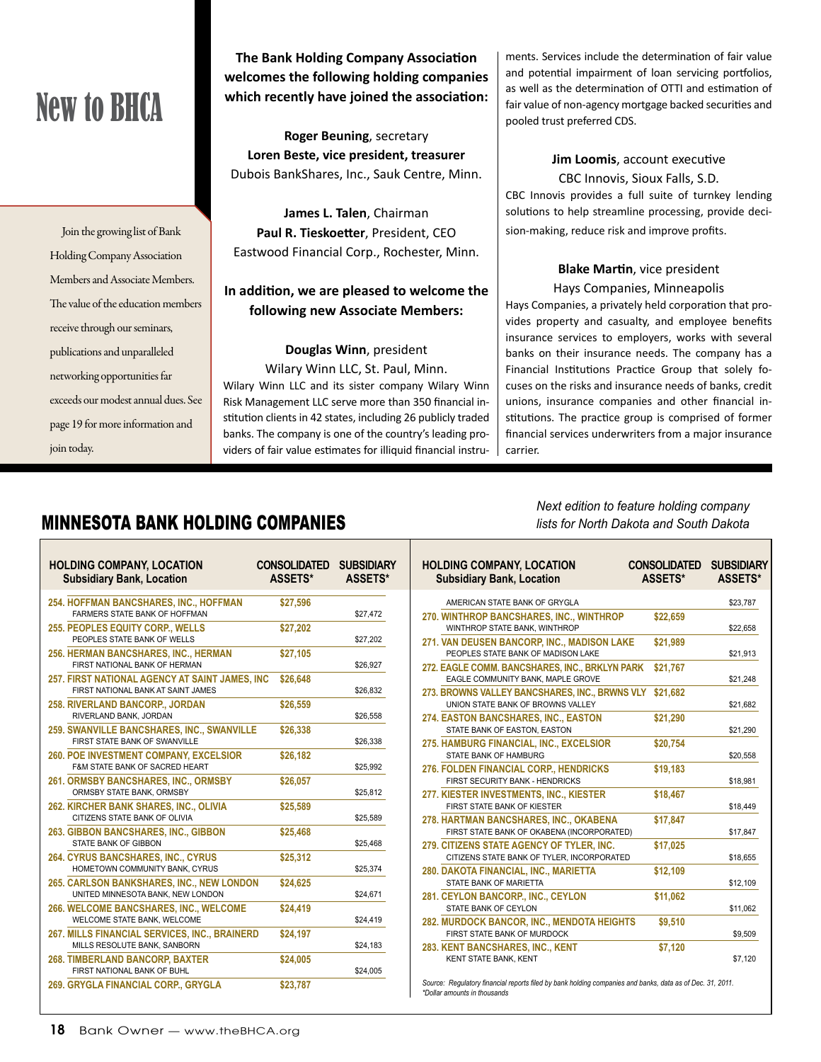# New to BHCA

Join the growing list of Bank Holding Company Association Members and Associate Members. The value of the education members receive through our seminars, publications and unparalleled networking opportunities far exceeds our modest annual dues. See page 19 for more information and join today.

**The Bank Holding Company Association welcomes the following holding companies which recently have joined the association:**

**Roger Beuning**, secretary
**Loren Beste, vice president, treasurer**
Dubois BankShares, Inc., Sauk Centre, Minn.

**James L. Talen**, Chairman
**Paul R. Tieskoetter**, President, CEO
Eastwood Financial Corp., Rochester, Minn.

**In addition, we are pleased to welcome the following new Associate Members:**

**Douglas Winn**, president
Wilary Winn LLC, St. Paul, Minn.

Wilary Winn LLC and its sister company Wilary Winn Risk Management LLC serve more than 350 financial institution clients in 42 states, including 26 publicly traded banks. The company is one of the country's leading providers of fair value estimates for illiquid financial instruments. Services include the determination of fair value and potential impairment of loan servicing portfolios, as well as the determination of OTTI and estimation of fair value of non-agency mortgage backed securities and pooled trust preferred CDS.

**Jim Loomis**, account executive
CBC Innovis, Sioux Falls, S.D.

CBC Innovis provides a full suite of turnkey lending solutions to help streamline processing, provide decision-making, reduce risk and improve profits.

**Blake Martin**, vice president
Hays Companies, Minneapolis

Hays Companies, a privately held corporation that provides property and casualty, and employee benefits insurance services to employers, works with several banks on their insurance needs. The company has a Financial Institutions Practice Group that solely focuses on the risks and insurance needs of banks, credit unions, insurance companies and other financial institutions. The practice group is comprised of former financial services underwriters from a major insurance carrier.

## MINNESOTA BANK HOLDING COMPANIES

*Next edition to feature holding company lists for North Dakota and South Dakota*

| HOLDING COMPANY, LOCATION / Subsidiary Bank, Location | CONSOLIDATED ASSETS* | SUBSIDIARY ASSETS* |
|---|---|---|
| **254. HOFFMAN BANCSHARES, INC., HOFFMAN** | **$27,596** | |
| FARMERS STATE BANK OF HOFFMAN | | $27,472 |
| **255. PEOPLES EQUITY CORP., WELLS** | **$27,202** | |
| PEOPLES STATE BANK OF WELLS | | $27,202 |
| **256. HERMAN BANCSHARES, INC., HERMAN** | **$27,105** | |
| FIRST NATIONAL BANK OF HERMAN | | $26,927 |
| **257. FIRST NATIONAL AGENCY AT SAINT JAMES, INC** | **$26,648** | |
| FIRST NATIONAL BANK AT SAINT JAMES | | $26,832 |
| **258. RIVERLAND BANCORP., JORDAN** | **$26,559** | |
| RIVERLAND BANK, JORDAN | | $26,558 |
| **259. SWANVILLE BANCSHARES, INC., SWANVILLE** | **$26,338** | |
| FIRST STATE BANK OF SWANVILLE | | $26,338 |
| **260. POE INVESTMENT COMPANY, EXCELSIOR** | **$26,182** | |
| F&M STATE BANK OF SACRED HEART | | $25,992 |
| **261. ORMSBY BANCSHARES, INC., ORMSBY** | **$26,057** | |
| ORMSBY STATE BANK, ORMSBY | | $25,812 |
| **262. KIRCHER BANK SHARES, INC., OLIVIA** | **$25,589** | |
| CITIZENS STATE BANK OF OLIVIA | | $25,589 |
| **263. GIBBON BANCSHARES, INC., GIBBON** | **$25,468** | |
| STATE BANK OF GIBBON | | $25,468 |
| **264. CYRUS BANCSHARES, INC., CYRUS** | **$25,312** | |
| HOMETOWN COMMUNITY BANK, CYRUS | | $25,374 |
| **265. CARLSON BANKSHARES, INC., NEW LONDON** | **$24,625** | |
| UNITED MINNESOTA BANK, NEW LONDON | | $24,671 |
| **266. WELCOME BANCSHARES, INC., WELCOME** | **$24,419** | |
| WELCOME STATE BANK, WELCOME | | $24,419 |
| **267. MILLS FINANCIAL SERVICES, INC., BRAINERD** | **$24,197** | |
| MILLS RESOLUTE BANK, SANBORN | | $24,183 |
| **268. TIMBERLAND BANCORP, BAXTER** | **$24,005** | |
| FIRST NATIONAL BANK OF BUHL | | $24,005 |
| **269. GRYGLA FINANCIAL CORP., GRYGLA** | **$23,787** | |
| AMERICAN STATE BANK OF GRYGLA | | $23,787 |
| **270. WINTHROP BANCSHARES, INC., WINTHROP** | **$22,659** | |
| WINTHROP STATE BANK, WINTHROP | | $22,658 |
| **271. VAN DEUSEN BANCORP, INC., MADISON LAKE** | **$21,989** | |
| PEOPLES STATE BANK OF MADISON LAKE | | $21,913 |
| **272. EAGLE COMM. BANCSHARES, INC., BRKLYN PARK** | **$21,767** | |
| EAGLE COMMUNITY BANK, MAPLE GROVE | | $21,248 |
| **273. BROWNS VALLEY BANCSHARES, INC., BRWNS VLY** | **$21,682** | |
| UNION STATE BANK OF BROWNS VALLEY | | $21,682 |
| **274. EASTON BANCSHARES, INC., EASTON** | **$21,290** | |
| STATE BANK OF EASTON, EASTON | | $21,290 |
| **275. HAMBURG FINANCIAL, INC., EXCELSIOR** | **$20,754** | |
| STATE BANK OF HAMBURG | | $20,558 |
| **276. FOLDEN FINANCIAL CORP., HENDRICKS** | **$19,183** | |
| FIRST SECURITY BANK - HENDRICKS | | $18,981 |
| **277. KIESTER INVESTMENTS, INC., KIESTER** | **$18,467** | |
| FIRST STATE BANK OF KIESTER | | $18,449 |
| **278. HARTMAN BANCSHARES, INC., OKABENA** | **$17,847** | |
| FIRST STATE BANK OF OKABENA (INCORPORATED) | | $17,847 |
| **279. CITIZENS STATE AGENCY OF TYLER, INC.** | **$17,025** | |
| CITIZENS STATE BANK OF TYLER, INCORPORATED | | $18,655 |
| **280. DAKOTA FINANCIAL, INC., MARIETTA** | **$12,109** | |
| STATE BANK OF MARIETTA | | $12,109 |
| **281. CEYLON BANCORP., INC., CEYLON** | **$11,062** | |
| STATE BANK OF CEYLON | | $11,062 |
| **282. MURDOCK BANCOR, INC., MENDOTA HEIGHTS** | **$9,510** | |
| FIRST STATE BANK OF MURDOCK | | $9,509 |
| **283. KENT BANCSHARES, INC., KENT** | **$7,120** | |
| KENT STATE BANK, KENT | | $7,120 |

*Source: Regulatory financial reports filed by bank holding companies and banks, data as of Dec. 31, 2011.*
*\*Dollar amounts in thousands*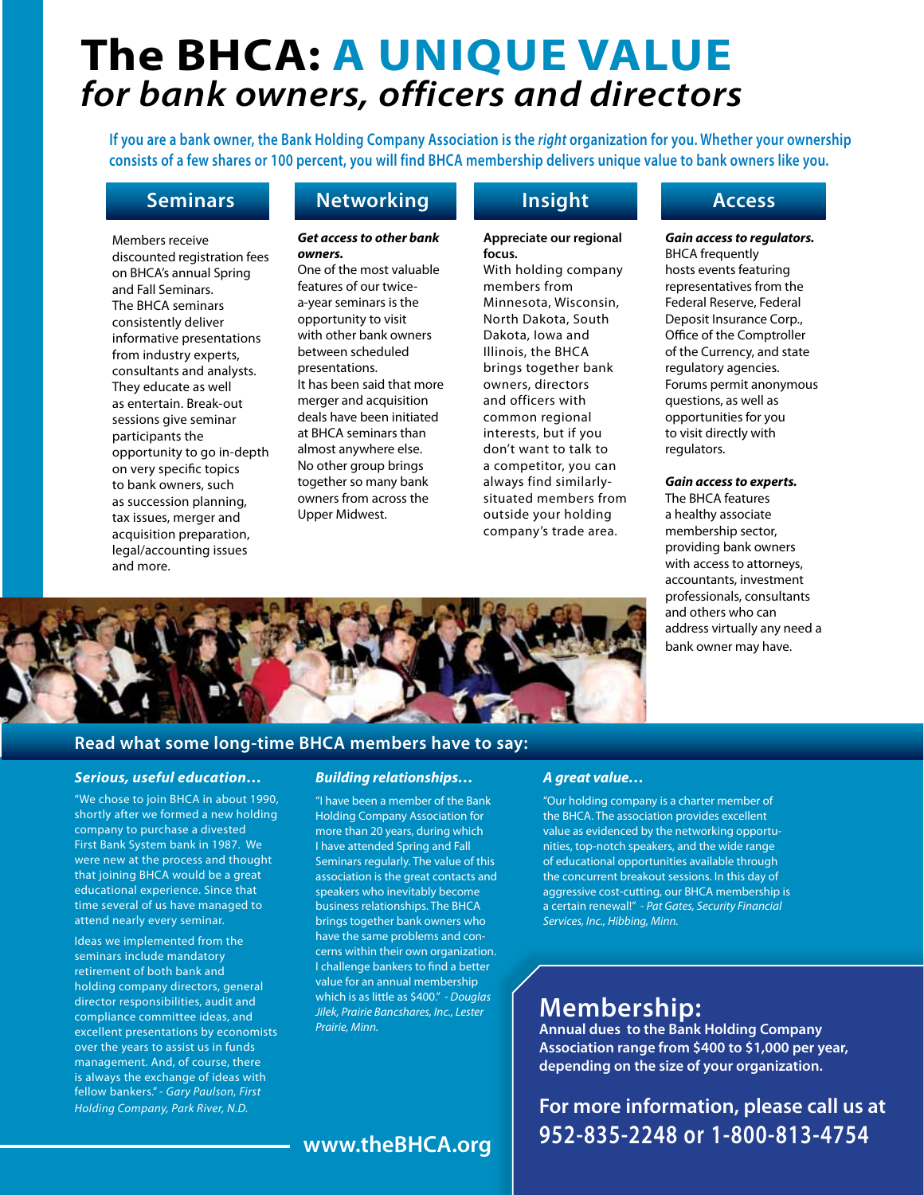# The BHCA: A UNIQUE VALUE *for bank owners, officers and directors*

**If you are a bank owner, the Bank Holding Company Association is the *right* organization for you. Whether your ownership consists of a few shares or 100 percent, you will find BHCA membership delivers unique value to bank owners like you.**

## Seminars

Members receive discounted registration fees on BHCA's annual Spring and Fall Seminars. The BHCA seminars consistently deliver informative presentations from industry experts, consultants and analysts. They educate as well as entertain. Break-out sessions give seminar participants the opportunity to go in-depth on very specific topics to bank owners, such as succession planning, tax issues, merger and acquisition preparation, legal/accounting issues and more.

## Networking

***Get access to other bank owners.***
One of the most valuable features of our twice-a-year seminars is the opportunity to visit with other bank owners between scheduled presentations.
It has been said that more merger and acquisition deals have been initiated at BHCA seminars than at almost anywhere else.
No other group brings together so many bank owners from across the Upper Midwest.

## Insight

**Appreciate our regional focus.**
With holding company members from Minnesota, Wisconsin, North Dakota, South Dakota, Iowa and Illinois, the BHCA brings together bank owners, directors and officers with common regional interests, but if you don't want to talk to a competitor, you can always find similarly-situated members from outside your holding company's trade area.

## Access

***Gain access to regulators.***
BHCA frequently hosts events featuring representatives from the Federal Reserve, Federal Deposit Insurance Corp., Office of the Comptroller of the Currency, and state regulatory agencies.
Forums permit anonymous questions, as well as opportunities for you to visit directly with regulators.

***Gain access to experts.***
The BHCA features a healthy associate membership sector, providing bank owners with access to attorneys, accountants, investment professionals, consultants and others who can address virtually any need a bank owner may have.

## Read what some long-time BHCA members have to say:

***Serious, useful education…***

"We chose to join BHCA in about 1990, shortly after we formed a new holding company to purchase a divested First Bank System bank in 1987. We were new at the process and thought that joining BHCA would be a great educational experience. Since that time several of us have managed to attend nearly every seminar.

Ideas we implemented from the seminars include mandatory retirement of both bank and holding company directors, general director responsibilities, audit and compliance committee ideas, and excellent presentations by economists over the years to assist us in funds management. And, of course, there is always the exchange of ideas with fellow bankers." *- Gary Paulson, First Holding Company, Park River, N.D.*

***Building relationships…***

"I have been a member of the Bank Holding Company Association for more than 20 years, during which I have attended Spring and Fall Seminars regularly. The value of this association is the great contacts and speakers who inevitably become business relationships. The BHCA brings together bank owners who have the same problems and concerns within their own organization. I challenge bankers to find a better value for an annual membership which is as little as $400." *- Douglas Jilek, Prairie Bancshares, Inc., Lester Prairie, Minn.*

***A great value…***

"Our holding company is a charter member of the BHCA. The association provides excellent value as evidenced by the networking opportunities, top-notch speakers, and the wide range of educational opportunities available through the concurrent breakout sessions. In this day of aggressive cost-cutting, our BHCA membership is a certain renewal!" *- Pat Gates, Security Financial Services, Inc., Hibbing, Minn.*

## Membership:

**Annual dues to the Bank Holding Company Association range from $400 to $1,000 per year, depending on the size of your organization.**

**For more information, please call us at 952-835-2248 or 1-800-813-4754**

**www.theBHCA.org**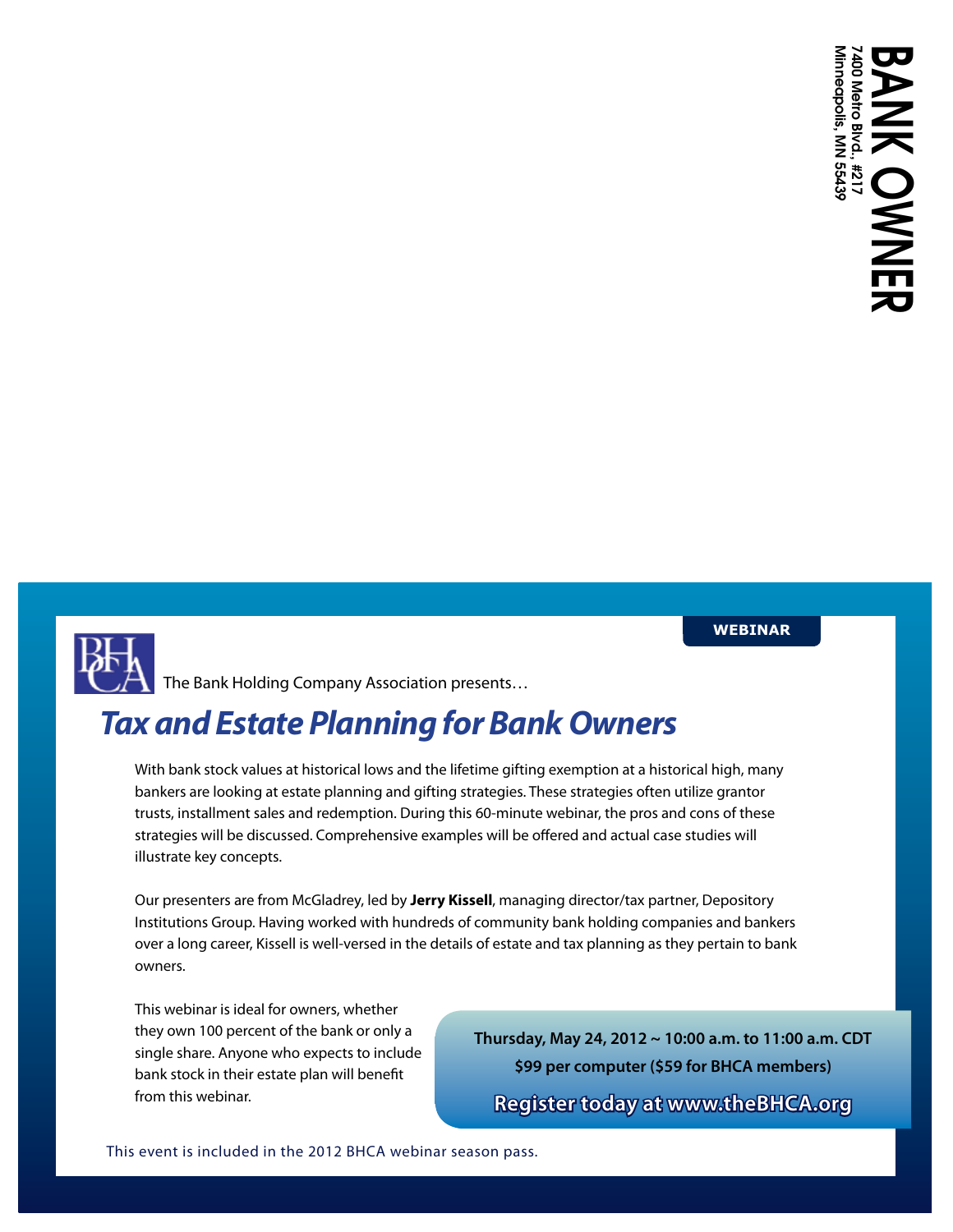BANK OWNER
7400 Metro Blvd., #217
Minneapolis, MN 55439

WEBINAR

The Bank Holding Company Association presents…

# *Tax and Estate Planning for Bank Owners*

With bank stock values at historical lows and the lifetime gifting exemption at a historical high, many bankers are looking at estate planning and gifting strategies. These strategies often utilize grantor trusts, installment sales and redemption. During this 60-minute webinar, the pros and cons of these strategies will be discussed. Comprehensive examples will be offered and actual case studies will illustrate key concepts.

Our presenters are from McGladrey, led by **Jerry Kissell**, managing director/tax partner, Depository Institutions Group. Having worked with hundreds of community bank holding companies and bankers over a long career, Kissell is well-versed in the details of estate and tax planning as they pertain to bank owners.

This webinar is ideal for owners, whether they own 100 percent of the bank or only a single share. Anyone who expects to include bank stock in their estate plan will benefit from this webinar.

**Thursday, May 24, 2012 ~ 10:00 a.m. to 11:00 a.m. CDT**

**$99 per computer ($59 for BHCA members)**

**Register today at www.theBHCA.org**

This event is included in the 2012 BHCA webinar season pass.